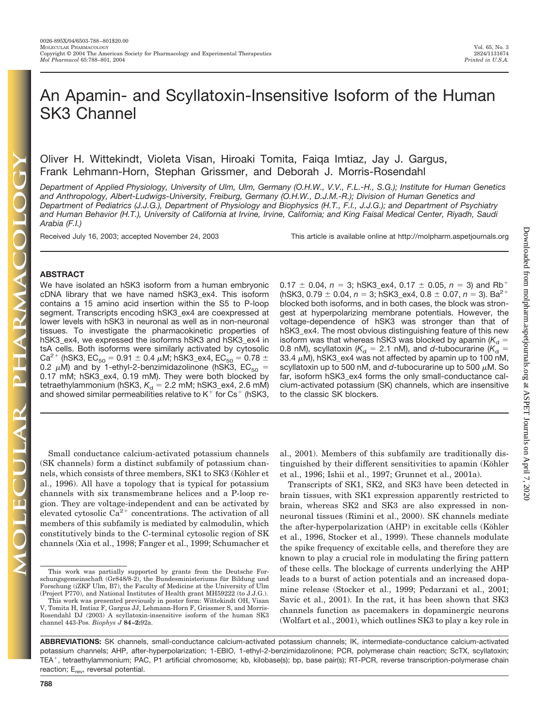# An Apamin- and Scyllatoxin-Insensitive Isoform of the Human SK3 Channel

Oliver H. Wittekindt, Violeta Visan, Hiroaki Tomita, Faiqa Imtiaz, Jay J. Gargus, Frank Lehmann-Horn, Stephan Grissmer, and Deborah J. Morris-Rosendahl

*Department of Applied Physiology, University of Ulm, Ulm, Germany (O.H.W., V.V., F.L.-H., S.G.); Institute for Human Genetics and Anthropology, Albert-Ludwigs-University, Freiburg, Germany (O.H.W., D.J.M.-R.); Division of Human Genetics and Department of Pediatrics (J.J.G.), Department of Physiology and Biophysics (H.T., F.I., J.J.G.); and Department of Psychiatry and Human Behavior (H.T.), University of California at Irvine, Irvine, California; and King Faisal Medical Center, Riyadh, Saudi Arabia (F.I.)*

Received July 16, 2003; accepted November 24, 2003

This article is available online at http://molpharm.aspetjournals.org

## ABSTRACT

We have isolated an hSK3 isoform from a human embryonic cDNA library that we have named hSK3_ex4. This isoform contains a 15 amino acid insertion within the S5 to P-loop segment. Transcripts encoding hSK3_ex4 are coexpressed at lower levels with hSK3 in neuronal as well as in non-neuronal tissues. To investigate the pharmacokinetic properties of hSK3_ex4, we expressed the isoforms hSK3 and hSK3_ex4 in tsA cells. Both isoforms were similarly activated by cytosolic $Ca^{2+}$ (hSK3, $EC_{50}$ = 0.91 ± 0.4 μM; hSK3_ex4, $EC_{50}$ = 0.78 ± 0.2 μM) and by 1-ethyl-2-benzimidazolinone (hSK3, $EC_{50}$ = 0.17 mM; hSK3_ex4, 0.19 mM). They were both blocked by tetraethylammonium (hSK3, $K_d$ = 2.2 mM; hSK3_ex4, 2.6 mM) and showed similar permeabilities relative to $K^+$ for $Cs^+$ (hSK3, 0.17 ± 0.04, $n$ = 3; hSK3_ex4, 0.17 ± 0.05, $n$ = 3) and $Rb^+$ (hSK3, 0.79 ± 0.04, $n$ = 3; hSK3_ex4, 0.8 ± 0.07, $n$ = 3). $Ba^{2+}$ blocked both isoforms, and in both cases, the block was strongest at hyperpolarizing membrane potentials. However, the voltage-dependence of hSK3 was stronger than that of hSK3_ex4. The most obvious distinguishing feature of this new isoform was that whereas hSK3 was blocked by apamin ($K_d$ = 0.8 nM), scyllatoxin ($K_d$ = 2.1 nM), and *d*-tubocurarine ($K_d$ = 33.4 μM), hSK3_ex4 was not affected by apamin up to 100 nM, scyllatoxin up to 500 nM, and *d*-tubocurarine up to 500 μM. So far, isoform hSK3_ex4 forms the only small-conductance calcium-activated potassium (SK) channels, which are insensitive to the classic SK blockers.

Small conductance calcium-activated potassium channels (SK channels) form a distinct subfamily of potassium channels, which consists of three members, SK1 to SK3 (Köhler et al., 1996). All have a topology that is typical for potassium channels with six transmembrane helices and a P-loop region. They are voltage-independent and can be activated by elevated cytosolic $Ca^{2+}$ concentrations. The activation of all members of this subfamily is mediated by calmodulin, which constitutively binds to the C-terminal cytosolic region of SK channels (Xia et al., 1998; Fanger et al., 1999; Schumacher et al., 2001). Members of this subfamily are traditionally distinguished by their different sensitivities to apamin (Köhler et al., 1996; Ishii et al., 1997; Grunnet et al., 2001a).

Transcripts of SK1, SK2, and SK3 have been detected in brain tissues, with SK1 expression apparently restricted to brain, whereas SK2 and SK3 are also expressed in non-neuronal tissues (Rimini et al., 2000). SK channels mediate the after-hyperpolarization (AHP) in excitable cells (Köhler et al., 1996, Stocker et al., 1999). These channels modulate the spike frequency of excitable cells, and therefore they are known to play a crucial role in modulating the firing pattern of these cells. The blockage of currents underlying the AHP leads to a burst of action potentials and an increased dopamine release (Stocker et al., 1999; Pedarzani et al., 2001; Savic et al., 2001). In the rat, it has been shown that SK3 channels function as pacemakers in dopaminergic neurons (Wolfart et al., 2001), which outlines SK3 to play a key role in

This work was partially supported by grants from the Deutsche Forschungsgemeinschaft (Gr848/8-2), the Bundesministeriums für Bildung und Forschung (iZKF Ulm, B7), the Faculty of Medicine at the University of Ulm (Project P770), and National Institutes of Health grant MH59222 (to J.J.G.).

This work was presented previously in poster form: Wittekindt OH, Visan V, Tomita H, Imtiaz F, Gargus JJ, Lehmann-Horn F, Grissmer S, and Morris-Rosendahl DJ (2003) A scyllatoxin-insensitive isoform of the human SK3 channel 443-Pos. *Biophys J* **84–2:**92a.

**ABBREVIATIONS:** SK channels, small-conductance calcium-activated potassium channels; IK, intermediate-conductance calcium-activated potassium channels; AHP, after-hyperpolarization; 1-EBIO, 1-ethyl-2-benzimidazolinone; PCR, polymerase chain reaction; ScTX, scyllatoxin; $TEA^+$, tetraethylammonium; PAC, P1 artificial chromosome; kb, kilobase(s); bp, base pair(s); RT-PCR, reverse transcription-polymerase chain reaction; $E_{rev}$, reversal potential.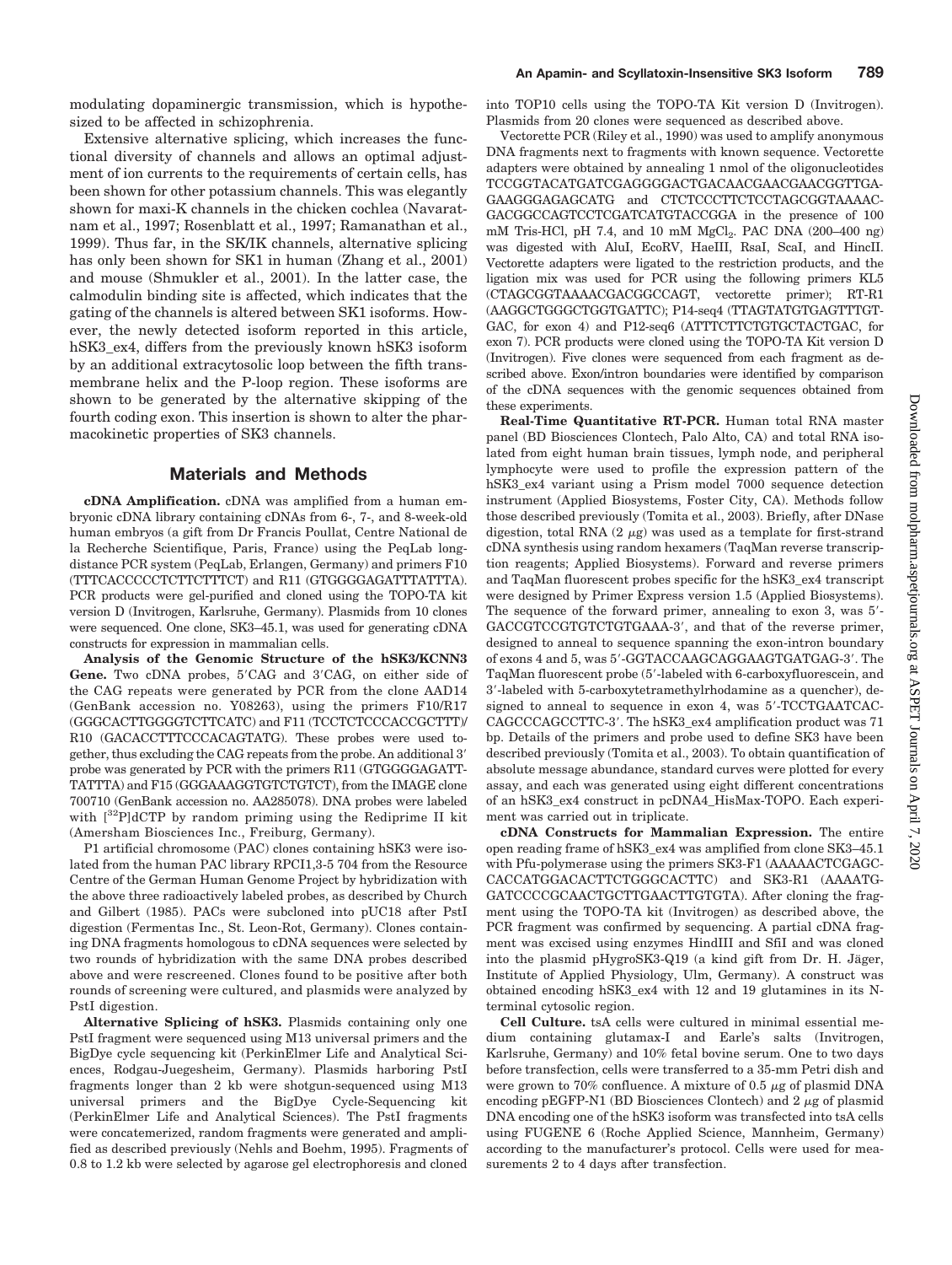modulating dopaminergic transmission, which is hypothesized to be affected in schizophrenia.

Extensive alternative splicing, which increases the functional diversity of channels and allows an optimal adjustment of ion currents to the requirements of certain cells, has been shown for other potassium channels. This was elegantly shown for maxi-K channels in the chicken cochlea (Navaratnam et al., 1997; Rosenblatt et al., 1997; Ramanathan et al., 1999). Thus far, in the SK/IK channels, alternative splicing has only been shown for SK1 in human (Zhang et al., 2001) and mouse (Shmukler et al., 2001). In the latter case, the calmodulin binding site is affected, which indicates that the gating of the channels is altered between SK1 isoforms. However, the newly detected isoform reported in this article, hSK3_ex4, differs from the previously known hSK3 isoform by an additional extracytosolic loop between the fifth transmembrane helix and the P-loop region. These isoforms are shown to be generated by the alternative skipping of the fourth coding exon. This insertion is shown to alter the pharmacokinetic properties of SK3 channels.

## Materials and Methods

**cDNA Amplification.** cDNA was amplified from a human embryonic cDNA library containing cDNAs from 6-, 7-, and 8-week-old human embryos (a gift from Dr Francis Poullat, Centre National de la Recherche Scientifique, Paris, France) using the PeqLab longdistance PCR system (PeqLab, Erlangen, Germany) and primers F10 (TTTCACCCCCTCTTCTTTCT) and R11 (GTGGGGAGATTTATTTA). PCR products were gel-purified and cloned using the TOPO-TA kit version D (Invitrogen, Karlsruhe, Germany). Plasmids from 10 clones were sequenced. One clone, SK3–45.1, was used for generating cDNA constructs for expression in mammalian cells.

**Analysis of the Genomic Structure of the hSK3/KCNN3 Gene.** Two cDNA probes, 5′CAG and 3′CAG, on either side of the CAG repeats were generated by PCR from the clone AAD14 (GenBank accession no. Y08263), using the primers F10/R17 (GGGCACTTGGGGTCTTCATC) and F11 (TCCTCTCCCACCGCTTT)/ R10 (GACACCTTTCCCACAGTATG). These probes were used together, thus excluding the CAG repeats from the probe. An additional 3′ probe was generated by PCR with the primers R11 (GTGGGGAGATTTATTTA) and F15 (GGGAAAGGTGTCTGTCT), from the IMAGE clone 700710 (GenBank accession no. AA285078). DNA probes were labeled with [$^{32}$P]dCTP by random priming using the Rediprime II kit (Amersham Biosciences Inc., Freiburg, Germany).

P1 artificial chromosome (PAC) clones containing hSK3 were isolated from the human PAC library RPCI1,3-5 704 from the Resource Centre of the German Human Genome Project by hybridization with the above three radioactively labeled probes, as described by Church and Gilbert (1985). PACs were subcloned into pUC18 after PstI digestion (Fermentas Inc., St. Leon-Rot, Germany). Clones containing DNA fragments homologous to cDNA sequences were selected by two rounds of hybridization with the same DNA probes described above and were rescreened. Clones found to be positive after both rounds of screening were cultured, and plasmids were analyzed by PstI digestion.

**Alternative Splicing of hSK3.** Plasmids containing only one PstI fragment were sequenced using M13 universal primers and the BigDye cycle sequencing kit (PerkinElmer Life and Analytical Sciences, Rodgau-Juegesheim, Germany). Plasmids harboring PstI fragments longer than 2 kb were shotgun-sequenced using M13 universal primers and the BigDye Cycle-Sequencing kit (PerkinElmer Life and Analytical Sciences). The PstI fragments were concatemerized, random fragments were generated and amplified as described previously (Nehls and Boehm, 1995). Fragments of 0.8 to 1.2 kb were selected by agarose gel electrophoresis and cloned into TOP10 cells using the TOPO-TA Kit version D (Invitrogen). Plasmids from 20 clones were sequenced as described above.

Vectorette PCR (Riley et al., 1990) was used to amplify anonymous DNA fragments next to fragments with known sequence. Vectorette adapters were obtained by annealing 1 nmol of the oligonucleotides TCCGGTACATGATCGAGGGGACTGACAACGAACGAACGGTTGAGAAGGGAGAGCATG and CTCTCCCTTCTCCTAGCGGTAAAACGACGGCCAGTCCTCGATCATGTACCGGA in the presence of 100 mM Tris-HCl, pH 7.4, and 10 mM $MgCl_2$. PAC DNA (200–400 ng) was digested with AluI, EcoRV, HaeIII, RsaI, ScaI, and HincII. Vectorette adapters were ligated to the restriction products, and the ligation mix was used for PCR using the following primers KL5 (CTAGCGGTAAAACGACGGCCAGT, vectorette primer); RT-R1 (AAGGCTGGGCTGGTGATTC); P14-seq4 (TTAGTATGTGAGTTTGTGAC, for exon 4) and P12-seq6 (ATTTCTTCTGTGCTACTGAC, for exon 7). PCR products were cloned using the TOPO-TA Kit version D (Invitrogen). Five clones were sequenced from each fragment as described above. Exon/intron boundaries were identified by comparison of the cDNA sequences with the genomic sequences obtained from these experiments.

**Real-Time Quantitative RT-PCR.** Human total RNA master panel (BD Biosciences Clontech, Palo Alto, CA) and total RNA isolated from eight human brain tissues, lymph node, and peripheral lymphocyte were used to profile the expression pattern of the hSK3_ex4 variant using a Prism model 7000 sequence detection instrument (Applied Biosystems, Foster City, CA). Methods follow those described previously (Tomita et al., 2003). Briefly, after DNase digestion, total RNA (2 μg) was used as a template for first-strand cDNA synthesis using random hexamers (TaqMan reverse transcription reagents; Applied Biosystems). Forward and reverse primers and TaqMan fluorescent probes specific for the hSK3_ex4 transcript were designed by Primer Express version 1.5 (Applied Biosystems). The sequence of the forward primer, annealing to exon 3, was 5′-GACCGTCCGTGTCTGTGAAA-3′, and that of the reverse primer, designed to anneal to sequence spanning the exon-intron boundary of exons 4 and 5, was 5′-GGTACCAAGCAGGAAGTGATGAG-3′. The TaqMan fluorescent probe (5′-labeled with 6-carboxyfluorescein, and 3′-labeled with 5-carboxytetramethylrhodamine as a quencher), designed to anneal to sequence in exon 4, was 5′-TCCTGAATCACCAGCCCAGCCTTC-3′. The hSK3_ex4 amplification product was 71 bp. Details of the primers and probe used to define SK3 have been described previously (Tomita et al., 2003). To obtain quantification of absolute message abundance, standard curves were plotted for every assay, and each was generated using eight different concentrations of an hSK3_ex4 construct in pcDNA4_HisMax-TOPO. Each experiment was carried out in triplicate.

**cDNA Constructs for Mammalian Expression.** The entire open reading frame of hSK3_ex4 was amplified from clone SK3–45.1 with Pfu-polymerase using the primers SK3-F1 (AAAAACTCGAGCCACCATGGACACTTCTGGGCACTTC) and SK3-R1 (AAAATGGATCCCCGCAACTGCTTGAACTTGTGTA). After cloning the fragment using the TOPO-TA kit (Invitrogen) as described above, the PCR fragment was confirmed by sequencing. A partial cDNA fragment was excised using enzymes HindIII and SfiI and was cloned into the plasmid pHygroSK3-Q19 (a kind gift from Dr. H. Jäger, Institute of Applied Physiology, Ulm, Germany). A construct was obtained encoding hSK3_ex4 with 12 and 19 glutamines in its N-terminal cytosolic region.

**Cell Culture.** tsA cells were cultured in minimal essential medium containing glutamax-I and Earle's salts (Invitrogen, Karlsruhe, Germany) and 10% fetal bovine serum. One to two days before transfection, cells were transferred to a 35-mm Petri dish and were grown to 70% confluence. A mixture of 0.5 μg of plasmid DNA encoding pEGFP-N1 (BD Biosciences Clontech) and 2 μg of plasmid DNA encoding one of the hSK3 isoform was transfected into tsA cells using FUGENE 6 (Roche Applied Science, Mannheim, Germany) according to the manufacturer's protocol. Cells were used for measurements 2 to 4 days after transfection.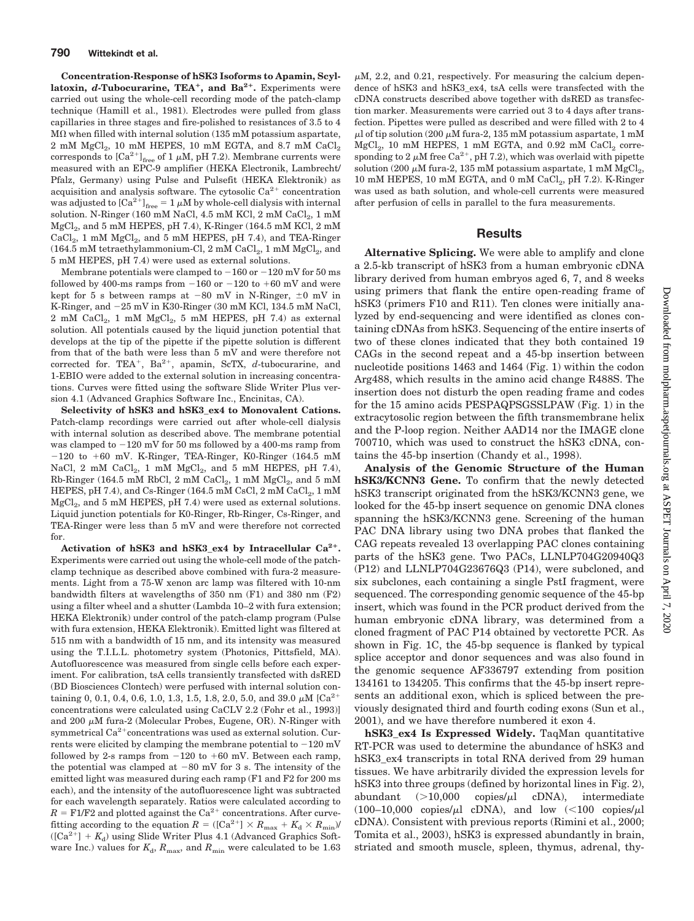**Concentration-Response of hSK3 Isoforms to Apamin, Scyllatoxin, *d*-Tubocurarine, $TEA^+$, and $Ba^{2+}$.** Experiments were carried out using the whole-cell recording mode of the patch-clamp technique (Hamill et al., 1981). Electrodes were pulled from glass capillaries in three stages and fire-polished to resistances of 3.5 to 4 MΩ when filled with internal solution (135 mM potassium aspartate, 2 mM $MgCl_2$, 10 mM HEPES, 10 mM EGTA, and 8.7 mM $CaCl_2$ corresponds to $[Ca^{2+}]_{free}$ of 1 μM, pH 7.2). Membrane currents were measured with an EPC-9 amplifier (HEKA Electronik, Lambrecht/Pfalz, Germany) using Pulse and Pulsefit (HEKA Elektronik) as acquisition and analysis software. The cytosolic $Ca^{2+}$ concentration was adjusted to $[Ca^{2+}]_{free} = 1$ μM by whole-cell dialysis with internal solution. N-Ringer (160 mM NaCl, 4.5 mM KCl, 2 mM $CaCl_2$, 1 mM $MgCl_2$, and 5 mM HEPES, pH 7.4), K-Ringer (164.5 mM KCl, 2 mM $CaCl_2$, 1 mM $MgCl_2$, and 5 mM HEPES, pH 7.4), and TEA-Ringer (164.5 mM tetraethylammonium-Cl, 2 mM $CaCl_2$, 1 mM $MgCl_2$, and 5 mM HEPES, pH 7.4) were used as external solutions.

Membrane potentials were clamped to −160 or −120 mV for 50 ms followed by 400-ms ramps from −160 or −120 to +60 mV and were kept for 5 s between ramps at −80 mV in N-Ringer, ±0 mV in K-Ringer, and −25 mV in K30-Ringer (30 mM KCl, 134.5 mM NaCl, 2 mM $CaCl_2$, 1 mM $MgCl_2$, 5 mM HEPES, pH 7.4) as external solution. All potentials caused by the liquid junction potential that develops at the tip of the pipette if the pipette solution is different from that of the bath were less than 5 mV and were therefore not corrected for. $TEA^+$, $Ba^{2+}$, apamin, ScTX, *d*-tubocurarine, and 1-EBIO were added to the external solution in increasing concentrations. Curves were fitted using the software Slide Writer Plus version 4.1 (Advanced Graphics Software Inc., Encinitas, CA).

**Selectivity of hSK3 and hSK3_ex4 to Monovalent Cations.** Patch-clamp recordings were carried out after whole-cell dialysis with internal solution as described above. The membrane potential was clamped to −120 mV for 50 ms followed by a 400-ms ramp from −120 to +60 mV. K-Ringer, TEA-Ringer, K0-Ringer (164.5 mM NaCl, 2 mM $CaCl_2$, 1 mM $MgCl_2$, and 5 mM HEPES, pH 7.4), Rb-Ringer (164.5 mM RbCl, 2 mM $CaCl_2$, 1 mM $MgCl_2$, and 5 mM HEPES, pH 7.4), and Cs-Ringer (164.5 mM CsCl, 2 mM $CaCl_2$, 1 mM $MgCl_2$, and 5 mM HEPES, pH 7.4) were used as external solutions. Liquid junction potentials for K0-Ringer, Rb-Ringer, Cs-Ringer, and TEA-Ringer were less than 5 mV and were therefore not corrected for.

**Activation of hSK3 and hSK3_ex4 by Intracellular $Ca^{2+}$.** Experiments were carried out using the whole-cell mode of the patch-clamp technique as described above combined with fura-2 measurements. Light from a 75-W xenon arc lamp was filtered with 10-nm bandwidth filters at wavelengths of 350 nm (F1) and 380 nm (F2) using a filter wheel and a shutter (Lambda 10–2 with fura extension; HEKA Elektronik) under control of the patch-clamp program (Pulse with fura extension, HEKA Elektronik). Emitted light was filtered at 515 nm with a bandwidth of 15 nm, and its intensity was measured using the T.I.L.L. photometry system (Photonics, Pittsfield, MA). Autofluorescence was measured from single cells before each experiment. For calibration, tsA cells transiently transfected with dsRED (BD Biosciences Clontech) were perfused with internal solution containing 0, 0.1, 0.4, 0.6, 1.0, 1.3, 1.5, 1.8, 2.0, 5.0, and 39.0 μM $[Ca^{2+}$ concentrations were calculated using CaCLV 2.2 (Fohr et al., 1993)] and 200 μM fura-2 (Molecular Probes, Eugene, OR). N-Ringer with symmetrical $Ca^{2+}$concentrations was used as external solution. Currents were elicited by clamping the membrane potential to −120 mV followed by 2-s ramps from −120 to +60 mV. Between each ramp, the potential was clamped at −80 mV for 3 s. The intensity of the emitted light was measured during each ramp (F1 and F2 for 200 ms each), and the intensity of the autofluorescence light was subtracted for each wavelength separately. Ratios were calculated according to $R = F1/F2$ and plotted against the $Ca^{2+}$ concentrations. After curve-fitting according to the equation $R = ([Ca^{2+}] \times R_{max} + K_d \times R_{min}) / ([Ca^{2+}] + K_d)$ using Slide Writer Plus 4.1 (Advanced Graphics Software Inc.) values for $K_d$, $R_{max}$, and $R_{min}$ were calculated to be 1.63 μM, 2.2, and 0.21, respectively. For measuring the calcium dependence of hSK3 and hSK3_ex4, tsA cells were transfected with the cDNA constructs described above together with dsRED as transfection marker. Measurements were carried out 3 to 4 days after transfection. Pipettes were pulled as described and were filled with 2 to 4 μl of tip solution (200 μM fura-2, 135 mM potassium aspartate, 1 mM $MgCl_2$, 10 mM HEPES, 1 mM EGTA, and 0.92 mM $CaCl_2$ corresponding to 2 μM free $Ca^{2+}$, pH 7.2), which was overlaid with pipette solution (200 μM fura-2, 135 mM potassium aspartate, 1 mM $MgCl_2$, 10 mM HEPES, 10 mM EGTA, and 0 mM $CaCl_2$, pH 7.2). K-Ringer was used as bath solution, and whole-cell currents were measured after perfusion of cells in parallel to the fura measurements.

## Results

**Alternative Splicing.** We were able to amplify and clone a 2.5-kb transcript of hSK3 from a human embryonic cDNA library derived from human embryos aged 6, 7, and 8 weeks using primers that flank the entire open-reading frame of hSK3 (primers F10 and R11). Ten clones were initially analyzed by end-sequencing and were identified as clones containing cDNAs from hSK3. Sequencing of the entire inserts of two of these clones indicated that they both contained 19 CAGs in the second repeat and a 45-bp insertion between nucleotide positions 1463 and 1464 (Fig. 1) within the codon Arg488, which results in the amino acid change R488S. The insertion does not disturb the open reading frame and codes for the 15 amino acids PESPAQPSGSSLPAW (Fig. 1) in the extracytosolic region between the fifth transmembrane helix and the P-loop region. Neither AAD14 nor the IMAGE clone 700710, which was used to construct the hSK3 cDNA, contains the 45-bp insertion (Chandy et al., 1998).

**Analysis of the Genomic Structure of the Human hSK3/KCNN3 Gene.** To confirm that the newly detected hSK3 transcript originated from the hSK3/KCNN3 gene, we looked for the 45-bp insert sequence on genomic DNA clones spanning the hSK3/KCNN3 gene. Screening of the human PAC DNA library using two DNA probes that flanked the CAG repeats revealed 13 overlapping PAC clones containing parts of the hSK3 gene. Two PACs, LLNLP704G20940Q3 (P12) and LLNLP704G23676Q3 (P14), were subcloned, and six subclones, each containing a single PstI fragment, were sequenced. The corresponding genomic sequence of the 45-bp insert, which was found in the PCR product derived from the human embryonic cDNA library, was determined from a cloned fragment of PAC P14 obtained by vectorette PCR. As shown in Fig. 1C, the 45-bp sequence is flanked by typical splice acceptor and donor sequences and was also found in the genomic sequence AF336797 extending from position 134161 to 134205. This confirms that the 45-bp insert represents an additional exon, which is spliced between the previously designated third and fourth coding exons (Sun et al., 2001), and we have therefore numbered it exon 4.

**hSK3_ex4 Is Expressed Widely.** TaqMan quantitative RT-PCR was used to determine the abundance of hSK3 and hSK3_ex4 transcripts in total RNA derived from 29 human tissues. We have arbitrarily divided the expression levels for hSK3 into three groups (defined by horizontal lines in Fig. 2), abundant (>10,000 copies/μl cDNA), intermediate (100–10,000 copies/μl cDNA), and low (<100 copies/μl cDNA). Consistent with previous reports (Rimini et al., 2000; Tomita et al., 2003), hSK3 is expressed abundantly in brain, striated and smooth muscle, spleen, thymus, adrenal, thy-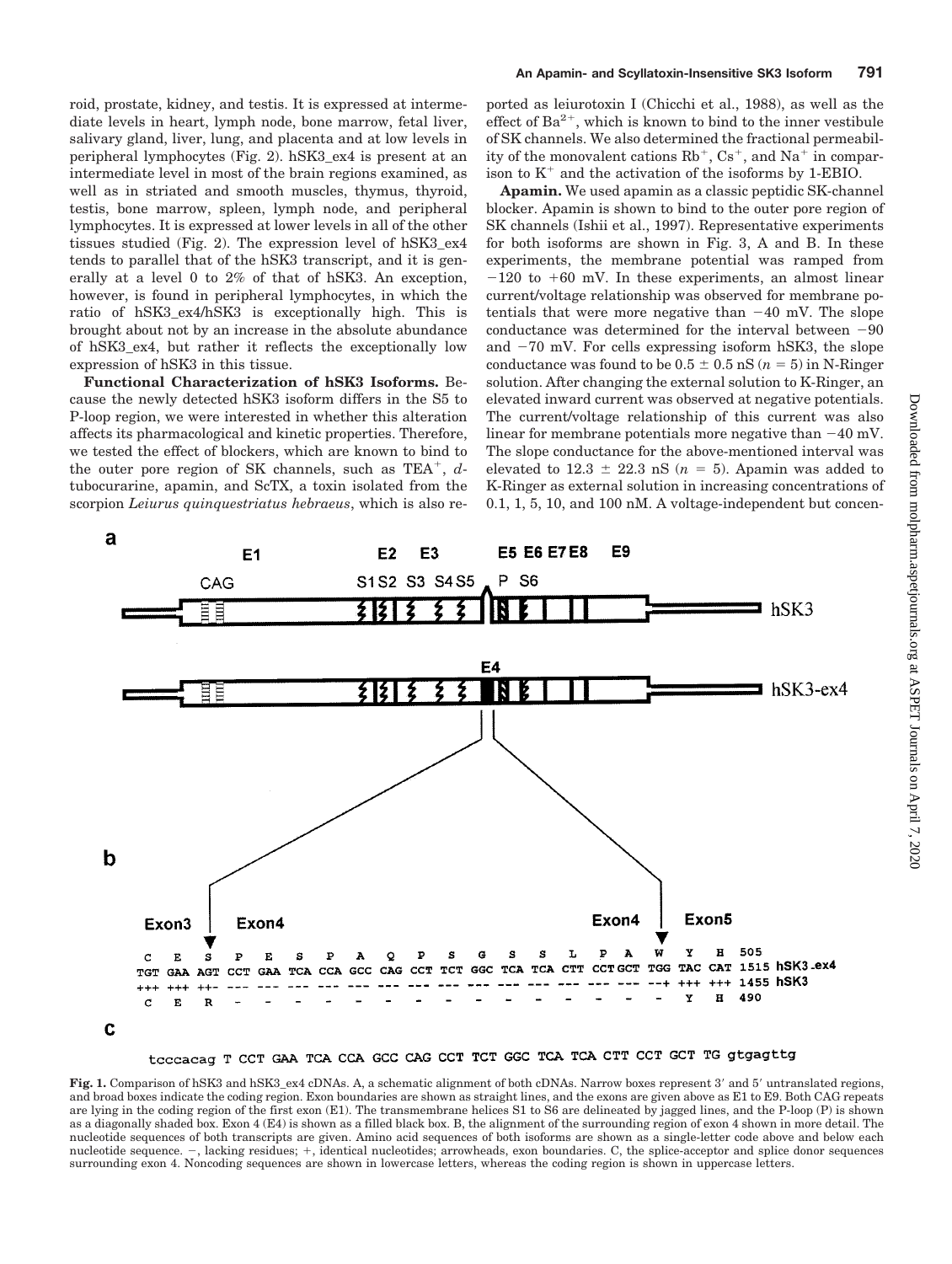roid, prostate, kidney, and testis. It is expressed at intermediate levels in heart, lymph node, bone marrow, fetal liver, salivary gland, liver, lung, and placenta and at low levels in peripheral lymphocytes (Fig. 2). hSK3_ex4 is present at an intermediate level in most of the brain regions examined, as well as in striated and smooth muscles, thymus, thyroid, testis, bone marrow, spleen, lymph node, and peripheral lymphocytes. It is expressed at lower levels in all of the other tissues studied (Fig. 2). The expression level of hSK3_ex4 tends to parallel that of the hSK3 transcript, and it is generally at a level 0 to 2% of that of hSK3. An exception, however, is found in peripheral lymphocytes, in which the ratio of hSK3_ex4/hSK3 is exceptionally high. This is brought about not by an increase in the absolute abundance of hSK3_ex4, but rather it reflects the exceptionally low expression of hSK3 in this tissue.

**Functional Characterization of hSK3 Isoforms.** Because the newly detected hSK3 isoform differs in the S5 to P-loop region, we were interested in whether this alteration affects its pharmacological and kinetic properties. Therefore, we tested the effect of blockers, which are known to bind to the outer pore region of SK channels, such as $TEA^+$, *d*-tubocurarine, apamin, and ScTX, a toxin isolated from the scorpion *Leirus quinquestriatus hebraeus*, which is also reported as leirotoxin I (Chicchi et al., 1988), as well as the effect of $Ba^{2+}$, which is known to bind to the inner vestibule of SK channels. We also determined the fractional permeability of the monovalent cations $Rb^+$, $Cs^+$, and $Na^+$ in comparison to $K^+$ and the activation of the isoforms by 1-EBIO.

**Apamin.** We used apamin as a classic peptidic SK-channel blocker. Apamin is shown to bind to the outer pore region of SK channels (Ishii et al., 1997). Representative experiments for both isoforms are shown in Fig. 3, A and B. In these experiments, the membrane potential was ramped from −120 to +60 mV. In these experiments, an almost linear current/voltage relationship was observed for membrane potentials that were more negative than −40 mV. The slope conductance was determined for the interval between −90 and −70 mV. For cells expressing isoform hSK3, the slope conductance was found to be 0.5 ± 0.5 nS ($n$ = 5) in N-Ringer solution. After changing the external solution to K-Ringer, an elevated inward current was observed at negative potentials. The current/voltage relationship of this current was also linear for membrane potentials more negative than −40 mV. The slope conductance for the above-mentioned interval was elevated to 12.3 ± 22.3 nS ($n$ = 5). Apamin was added to K-Ringer as external solution in increasing concentrations of 0.1, 1, 5, 10, and 100 nM. A voltage-independent but concen-

Fig. 1. Comparison of hSK3 and hSK3_ex4 cDNAs. A, a schematic alignment of both cDNAs. Narrow boxes represent 3′ and 5′ untranslated regions, and broad boxes indicate the coding region. Exon boundaries are shown as straight lines, and the exons are given above as E1 to E9. Both CAG repeats are lying in the coding region of the first exon (E1). The transmembrane helices S1 to S6 are delineated by jagged lines, and the P-loop (P) is shown as a diagonally shaded box. Exon 4 (E4) is shown as a filled black box. B, the alignment of the surrounding region of exon 4 shown in more detail. The nucleotide sequences of both transcripts are given. Amino acid sequences of both isoforms are shown as a single-letter code above and below each nucleotide sequence. −, lacking residues; +, identical nucleotides; arrowheads, exon boundaries. C, the splice-acceptor and splice donor sequences surrounding exon 4. Noncoding sequences are shown in lowercase letters, whereas the coding region is shown in uppercase letters.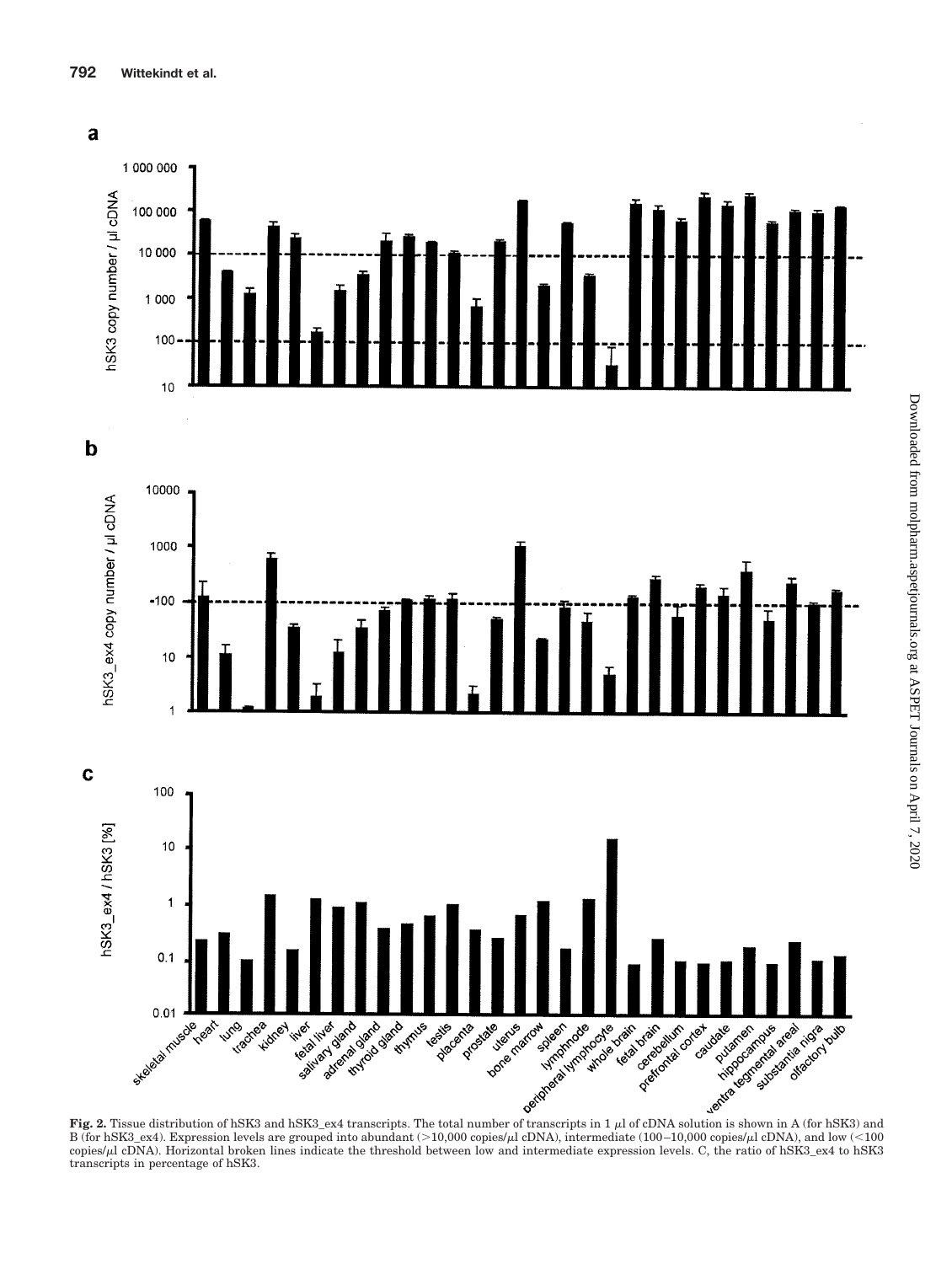**Fig. 2.** Tissue distribution of hSK3 and hSK3_ex4 transcripts. The total number of transcripts in 1 μl of cDNA solution is shown in A (for hSK3) and B (for hSK3_ex4). Expression levels are grouped into abundant (>10,000 copies/μl cDNA), intermediate (100–10,000 copies/μl cDNA), and low (<100 copies/μl cDNA). Horizontal broken lines indicate the threshold between low and intermediate expression levels. C, the ratio of hSK3_ex4 to hSK3 transcripts in percentage of hSK3.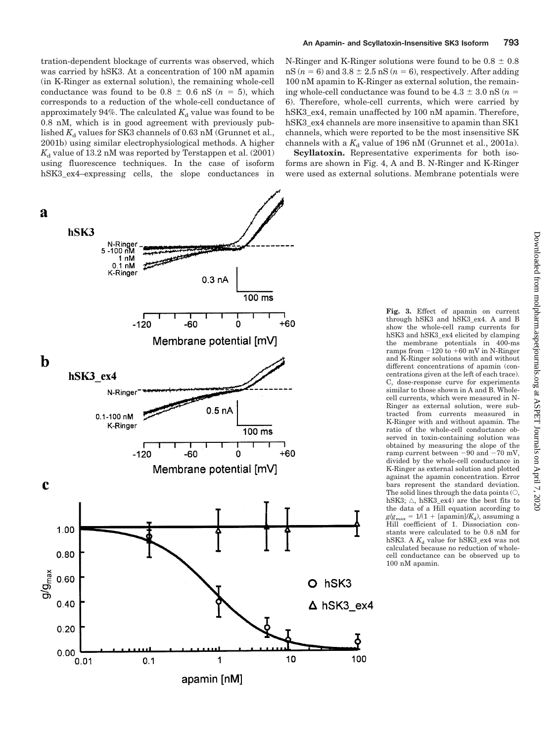tration-dependent blockage of currents was observed, which was carried by hSK3. At a concentration of 100 nM apamin (in K-Ringer as external solution), the remaining whole-cell conductance was found to be 0.8 ± 0.6 nS ($n$ = 5), which corresponds to a reduction of the whole-cell conductance of approximately 94%. The calculated $K_d$ value was found to be 0.8 nM, which is in good agreement with previously published $K_d$ values for SK3 channels of 0.63 nM (Grunnet et al., 2001b) using similar electrophysiological methods. A higher $K_d$ value of 13.2 nM was reported by Terstappen et al. (2001) using fluorescence techniques. In the case of isoform hSK3_ex4–expressing cells, the slope conductances in N-Ringer and K-Ringer solutions were found to be 0.8 ± 0.8 nS ($n$ = 6) and 3.8 ± 2.5 nS ($n$ = 6), respectively. After adding 100 nM apamin to K-Ringer as external solution, the remaining whole-cell conductance was found to be 4.3 ± 3.0 nS ($n$ = 6). Therefore, whole-cell currents, which were carried by hSK3_ex4, remain unaffected by 100 nM apamin. Therefore, hSK3_ex4 channels are more insensitive to apamin than SK1 channels, which were reported to be the most insensitive SK channels with a $K_d$ value of 196 nM (Grunnet et al., 2001a).

**Scyllatoxin.** Representative experiments for both isoforms are shown in Fig. 4, A and B. N-Ringer and K-Ringer were used as external solutions. Membrane potentials were

**Fig. 3.** Effect of apamin on current through hSK3 and hSK3_ex4. A and B show the whole-cell ramp currents for hSK3 and hSK3_ex4 elicited by clamping the membrane potentials in 400-ms ramps from −120 to +60 mV in N-Ringer and K-Ringer solutions with and without different concentrations of apamin (concentrations given at the left of each trace). C, dose-response curve for experiments similar to those shown in A and B. Whole-cell currents, which were measured in N-Ringer as external solution, were subtracted from currents measured in K-Ringer with and without apamin. The ratio of the whole-cell conductance observed in toxin-containing solution was obtained by measuring the slope of the ramp current between −90 and −70 mV, divided by the whole-cell conductance in K-Ringer as external solution and plotted against the apamin concentration. Error bars represent the standard deviation. The solid lines through the data points (○, hSK3; △, hSK3_ex4) are the best fits to the data of a Hill equation according to $g/g_{max} = 1/(1 + [\text{apamin}]/K_d)$, assuming a Hill coefficient of 1. Dissociation constants were calculated to be 0.8 nM for hSK3. A $K_d$ value for hSK3_ex4 was not calculated because no reduction of whole-cell conductance can be observed up to 100 nM apamin.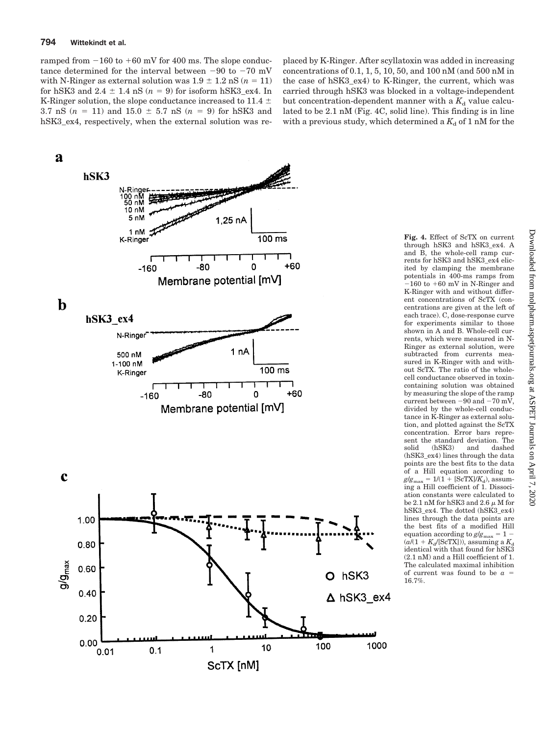ramped from −160 to +60 mV for 400 ms. The slope conductance determined for the interval between −90 to −70 mV with N-Ringer as external solution was 1.9 ± 1.2 nS ($n$ = 11) for hSK3 and 2.4 ± 1.4 nS ($n$ = 9) for isoform hSK3_ex4. In K-Ringer solution, the slope conductance increased to 11.4 ± 3.7 nS ($n$ = 11) and 15.0 ± 5.7 nS ($n$ = 9) for hSK3 and hSK3_ex4, respectively, when the external solution was replaced by K-Ringer. After scyllatoxin was added in increasing concentrations of 0.1, 1, 5, 10, 50, and 100 nM (and 500 nM in the case of hSK3_ex4) to K-Ringer, the current, which was carried through hSK3 was blocked in a voltage-independent but concentration-dependent manner with a $K_d$ value calculated to be 2.1 nM (Fig. 4C, solid line). This finding is in line with a previous study, which determined a $K_d$ of 1 nM for the

**Fig. 4.** Effect of ScTX on current through hSK3 and hSK3_ex4. A and B, the whole-cell ramp currents for hSK3 and hSK3_ex4 elicited by clamping the membrane potentials in 400-ms ramps from −160 to +60 mV in N-Ringer and K-Ringer with and without different concentrations of ScTX (concentrations are given at the left of each trace). C, dose-response curve for experiments similar to those shown in A and B. Whole-cell currents, which were measured in N-Ringer as external solution, were subtracted from currents measured in K-Ringer with and without ScTX. The ratio of the whole-cell conductance observed in toxin-containing solution was obtained by measuring the slope of the ramp current between −90 and −70 mV, divided by the whole-cell conductance in K-Ringer as external solution, and plotted against the ScTX concentration. Error bars represent the standard deviation. The solid (hSK3) and dashed (hSK3_ex4) lines through the data points are the best fits to the data of a Hill equation according to $g/g_{max} = 1/(1 + [\text{ScTX}]/K_d)$, assuming a Hill coefficient of 1. Dissociation constants were calculated to be 2.1 nM for hSK3 and 2.6 μM for hSK3_ex4. The dotted (hSK3_ex4) lines through the data points are the best fits of a modified Hill equation according to $g/g_{max} = 1 - (a/(1 + K_d/[\text{ScTX}]))$, assuming a $K_d$ identical with that found for hSK3 (2.1 nM) and a Hill coefficient of 1. The calculated maximal inhibition of current was found to be $a$ = 16.7%.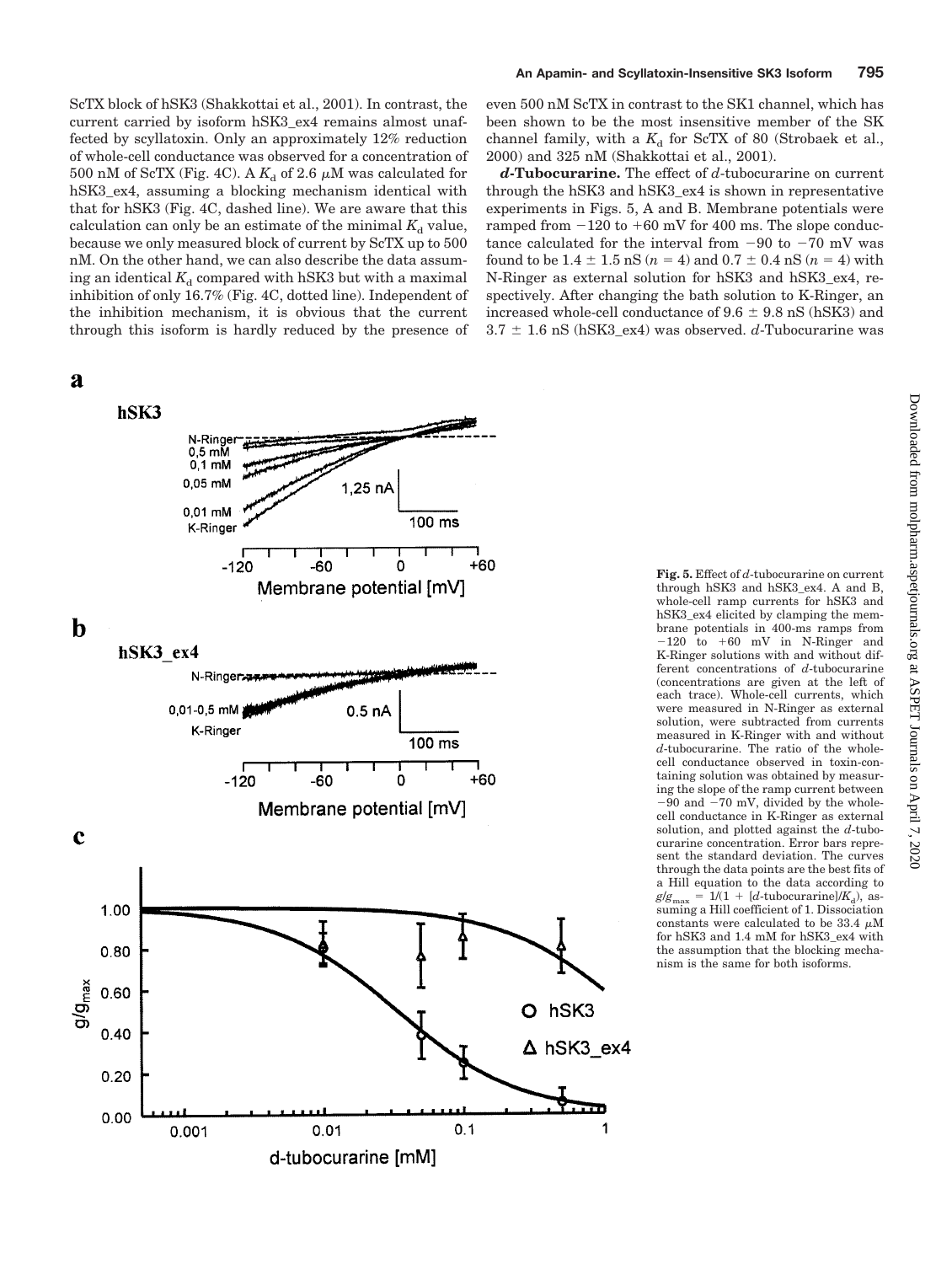ScTX block of hSK3 (Shakkottai et al., 2001). In contrast, the current carried by isoform hSK3_ex4 remains almost unaffected by scyllatoxin. Only an approximately 12% reduction of whole-cell conductance was observed for a concentration of 500 nM of ScTX (Fig. 4C). A $K_d$ of 2.6 μM was calculated for hSK3_ex4, assuming a blocking mechanism identical with that for hSK3 (Fig. 4C, dashed line). We are aware that this calculation can only be an estimate of the minimal $K_d$ value, because we only measured block of current by ScTX up to 500 nM. On the other hand, we can also describe the data assuming an identical $K_d$ compared with hSK3 but with a maximal inhibition of only 16.7% (Fig. 4C, dotted line). Independent of the inhibition mechanism, it is obvious that the current through this isoform is hardly reduced by the presence of even 500 nM ScTX in contrast to the SK1 channel, which has been shown to be the most insensitive member of the SK channel family, with a $K_d$ for ScTX of 80 (Strobaek et al., 2000) and 325 nM (Shakkottai et al., 2001).

***d*-Tubocurarine.** The effect of *d*-tubocurarine on current through the hSK3 and hSK3_ex4 is shown in representative experiments in Figs. 5, A and B. Membrane potentials were ramped from −120 to +60 mV for 400 ms. The slope conductance calculated for the interval from −90 to −70 mV was found to be 1.4 ± 1.5 nS ($n$ = 4) and 0.7 ± 0.4 nS ($n$ = 4) with N-Ringer as external solution for hSK3 and hSK3_ex4, respectively. After changing the bath solution to K-Ringer, an increased whole-cell conductance of 9.6 ± 9.8 nS (hSK3) and 3.7 ± 1.6 nS (hSK3_ex4) was observed. *d*-Tubocurarine was

**Fig. 5.** Effect of *d*-tubocurarine on current through hSK3 and hSK3_ex4. A and B, whole-cell ramp currents for hSK3 and hSK3_ex4 elicited by clamping the membrane potentials in 400-ms ramps from −120 to +60 mV in N-Ringer and K-Ringer solutions with and without different concentrations of *d*-tubocurarine (concentrations are given at the left of each trace). Whole-cell currents, which were measured in N-Ringer as external solution, were subtracted from currents measured in K-Ringer with and without *d*-tubocurarine. The ratio of the whole-cell conductance observed in toxin-containing solution was obtained by measuring the slope of the ramp current between −90 and −70 mV, divided by the whole-cell conductance in K-Ringer as external solution, and plotted against the *d*-tubocurarine concentration. Error bars represent the standard deviation. The curves through the data points are the best fits of a Hill equation to the data according to $g/g_{max} = 1/(1 + [d\text{-tubocurarine}]/K_d)$, assuming a Hill coefficient of 1. Dissociation constants were calculated to be 33.4 μM for hSK3 and 1.4 mM for hSK3_ex4 with the assumption that the blocking mechanism is the same for both isoforms.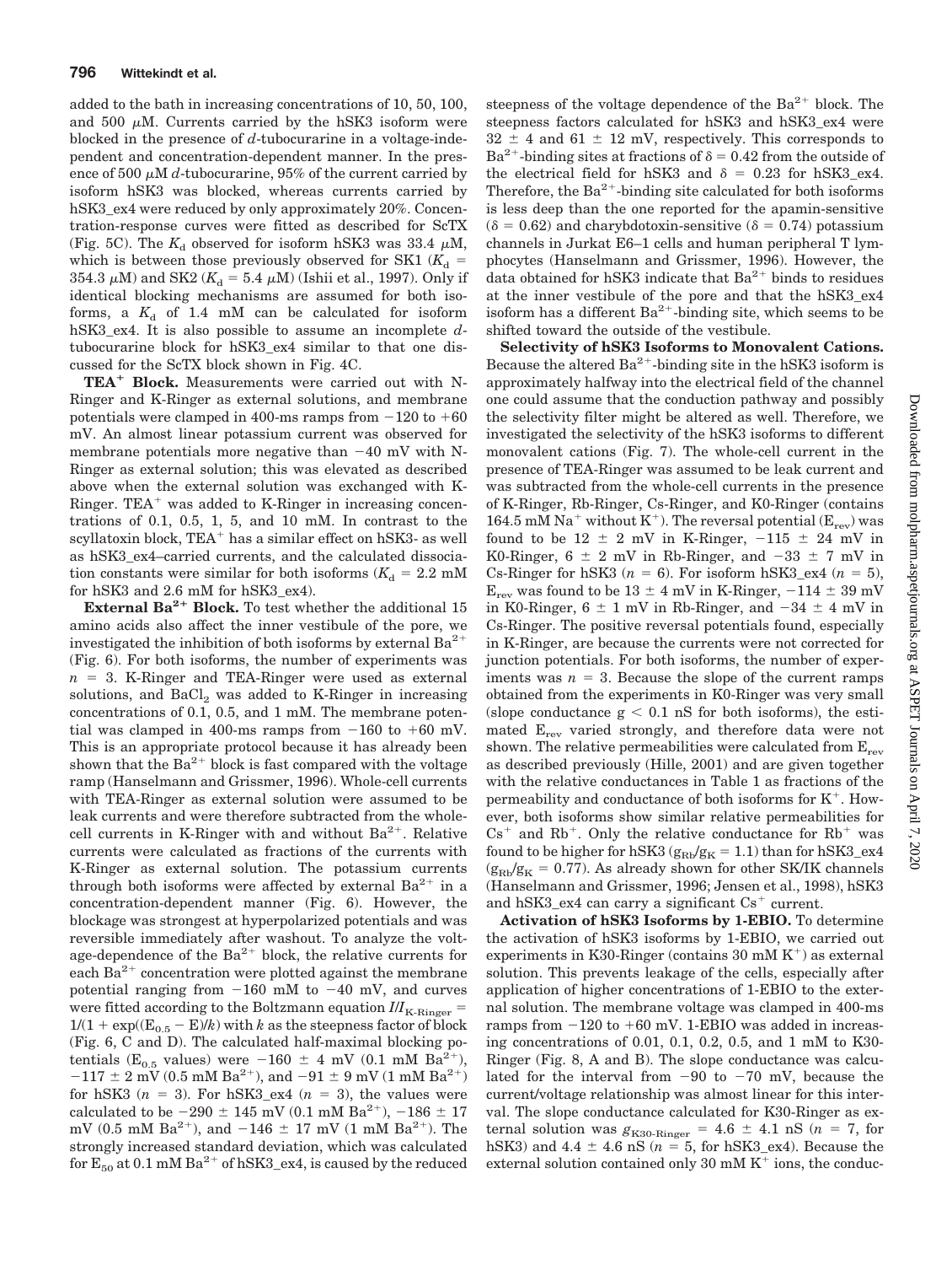added to the bath in increasing concentrations of 10, 50, 100, and 500 μM. Currents carried by the hSK3 isoform were blocked in the presence of *d*-tubocurarine in a voltage-independent and concentration-dependent manner. In the presence of 500 μM *d*-tubocurarine, 95% of the current carried by isoform hSK3 was blocked, whereas currents carried by hSK3_ex4 were reduced by only approximately 20%. Concentration-response curves were fitted as described for ScTX (Fig. 5C). The $K_d$ observed for isoform hSK3 was 33.4 μM, which is between those previously observed for SK1 ($K_d$ = 354.3 μM) and SK2 ($K_d$ = 5.4 μM) (Ishii et al., 1997). Only if identical blocking mechanisms are assumed for both isoforms, a $K_d$ of 1.4 mM can be calculated for isoform hSK3_ex4. It is also possible to assume an incomplete *d*-tubocurarine block for hSK3_ex4 similar to that one discussed for the ScTX block shown in Fig. 4C.

**$TEA^+$ Block.** Measurements were carried out with N-Ringer and K-Ringer as external solutions, and membrane potentials were clamped in 400-ms ramps from −120 to +60 mV. An almost linear potassium current was observed for membrane potentials more negative than −40 mV with N-Ringer as external solution; this was elevated as described above when the external solution was exchanged with K-Ringer. $TEA^+$ was added to K-Ringer in increasing concentrations of 0.1, 0.5, 1, 5, and 10 mM. In contrast to the scyllatoxin block, $TEA^+$ has a similar effect on hSK3- as well as hSK3_ex4–carried currents, and the calculated dissociation constants were similar for both isoforms ($K_d$ = 2.2 mM for hSK3 and 2.6 mM for hSK3_ex4).

**External $Ba^{2+}$ Block.** To test whether the additional 15 amino acids also affect the inner vestibule of the pore, we investigated the inhibition of both isoforms by external $Ba^{2+}$ (Fig. 6). For both isoforms, the number of experiments was $n$ = 3. K-Ringer and TEA-Ringer were used as external solutions, and $BaCl_2$ was added to K-Ringer in increasing concentrations of 0.1, 0.5, and 1 mM. The membrane potential was clamped in 400-ms ramps from −160 to +60 mV. This is an appropriate protocol because it has already been shown that the $Ba^{2+}$ block is fast compared with the voltage ramp (Hanselmann and Grissmer, 1996). Whole-cell currents with TEA-Ringer as external solution were assumed to be leak currents and were therefore subtracted from the whole-cell currents in K-Ringer with and without $Ba^{2+}$. Relative currents were calculated as fractions of the currents with K-Ringer as external solution. The potassium currents through both isoforms were affected by external $Ba^{2+}$ in a concentration-dependent manner (Fig. 6). However, the blockage was strongest at hyperpolarized potentials and was reversible immediately after washout. To analyze the voltage-dependence of the $Ba^{2+}$ block, the relative currents for each $Ba^{2+}$ concentration were plotted against the membrane potential ranging from −160 mV to −40 mV, and curves were fitted according to the Boltzmann equation $I/I_{K\text{-}Ringer} = 1/(1 + \exp((E_{0.5} - E)/k)$ with $k$ as the steepness factor of block (Fig. 6, C and D). The calculated half-maximal blocking potentials ($E_{0.5}$ values) were −160 ± 4 mV (0.1 mM $Ba^{2+}$), −117 ± 2 mV (0.5 mM $Ba^{2+}$), and −91 ± 9 mV (1 mM $Ba^{2+}$) for hSK3 ($n$ = 3). For hSK3_ex4 ($n$ = 3), the values were calculated to be −290 ± 145 mV (0.1 mM $Ba^{2+}$), −186 ± 17 mV (0.5 mM $Ba^{2+}$), and −146 ± 17 mV (1 mM $Ba^{2+}$). The strongly increased standard deviation, which was calculated for $E_{50}$ at 0.1 mM $Ba^{2+}$ of hSK3_ex4, is caused by the reduced steepness of the voltage dependence of the $Ba^{2+}$ block. The steepness factors calculated for hSK3 and hSK3_ex4 were 32 ± 4 and 61 ± 12 mV, respectively. This corresponds to $Ba^{2+}$-binding sites at fractions of $\delta$ = 0.42 from the outside of the electrical field for hSK3 and $\delta$ = 0.23 for hSK3_ex4. Therefore, the $Ba^{2+}$-binding site calculated for both isoforms is less deep than the one reported for the apamin-sensitive ($\delta$ = 0.62) and charybdotoxin-sensitive ($\delta$ = 0.74) potassium channels in Jurkat E6–1 cells and human peripheral T lymphocytes (Hanselmann and Grissmer, 1996). However, the data obtained for hSK3 indicate that $Ba^{2+}$ binds to residues at the inner vestibule of the pore and that the hSK3_ex4 isoform has a different $Ba^{2+}$-binding site, which seems to be shifted toward the outside of the vestibule.

**Selectivity of hSK3 Isoforms to Monovalent Cations.** Because the altered $Ba^{2+}$-binding site in the hSK3 isoform is approximately halfway into the electrical field of the channel one could assume that the conduction pathway and possibly the selectivity filter might be altered as well. Therefore, we investigated the selectivity of the hSK3 isoforms to different monovalent cations (Fig. 7). The whole-cell current in the presence of TEA-Ringer was assumed to be leak current and was subtracted from the whole-cell currents in the presence of K-Ringer, Rb-Ringer, Cs-Ringer, and K0-Ringer (contains 164.5 mM $Na^+$ without $K^+$). The reversal potential ($E_{rev}$) was found to be 12 ± 2 mV in K-Ringer, −115 ± 24 mV in K0-Ringer, 6 ± 2 mV in Rb-Ringer, and −33 ± 7 mV in Cs-Ringer for hSK3 ($n$ = 6). For isoform hSK3_ex4 ($n$ = 5), $E_{rev}$ was found to be 13 ± 4 mV in K-Ringer, −114 ± 39 mV in K0-Ringer, 6 ± 1 mV in Rb-Ringer, and −34 ± 4 mV in Cs-Ringer. The positive reversal potentials found, especially in K-Ringer, are because the currents were not corrected for junction potentials. For both isoforms, the number of experiments was $n$ = 3. Because the slope of the current ramps obtained from the experiments in K0-Ringer was very small (slope conductance $g$ < 0.1 nS for both isoforms), the estimated $E_{rev}$ varied strongly, and therefore data were not shown. The relative permeabilities were calculated from $E_{rev}$ as described previously (Hille, 2001) and are given together with the relative conductances in Table 1 as fractions of the permeability and conductance of both isoforms for $K^+$. However, both isoforms show similar relative permeabilities for $Cs^+$ and $Rb^+$. Only the relative conductance for $Rb^+$ was found to be higher for hSK3 ($g_{Rb}/g_K$ = 1.1) than for hSK3_ex4 ($g_{Rb}/g_K$ = 0.77). As already shown for other SK/IK channels (Hanselmann and Grissmer, 1996; Jensen et al., 1998), hSK3 and hSK3_ex4 can carry a significant $Cs^+$ current.

**Activation of hSK3 Isoforms by 1-EBIO.** To determine the activation of hSK3 isoforms by 1-EBIO, we carried out experiments in K30-Ringer (contains 30 mM $K^+$) as external solution. This prevents leakage of the cells, especially after application of higher concentrations of 1-EBIO to the external solution. The membrane voltage was clamped in 400-ms ramps from −120 to +60 mV. 1-EBIO was added in increasing concentrations of 0.01, 0.1, 0.2, 0.5, and 1 mM to K30-Ringer (Fig. 8, A and B). The slope conductance was calculated for the interval from −90 to −70 mV, because the current/voltage relationship was almost linear for this interval. The slope conductance calculated for K30-Ringer as external solution was $g_{K30\text{-}Ringer}$ = 4.6 ± 4.1 nS ($n$ = 7, for hSK3) and 4.4 ± 4.6 nS ($n$ = 5, for hSK3_ex4). Because the external solution contained only 30 mM $K^+$ ions, the conduc-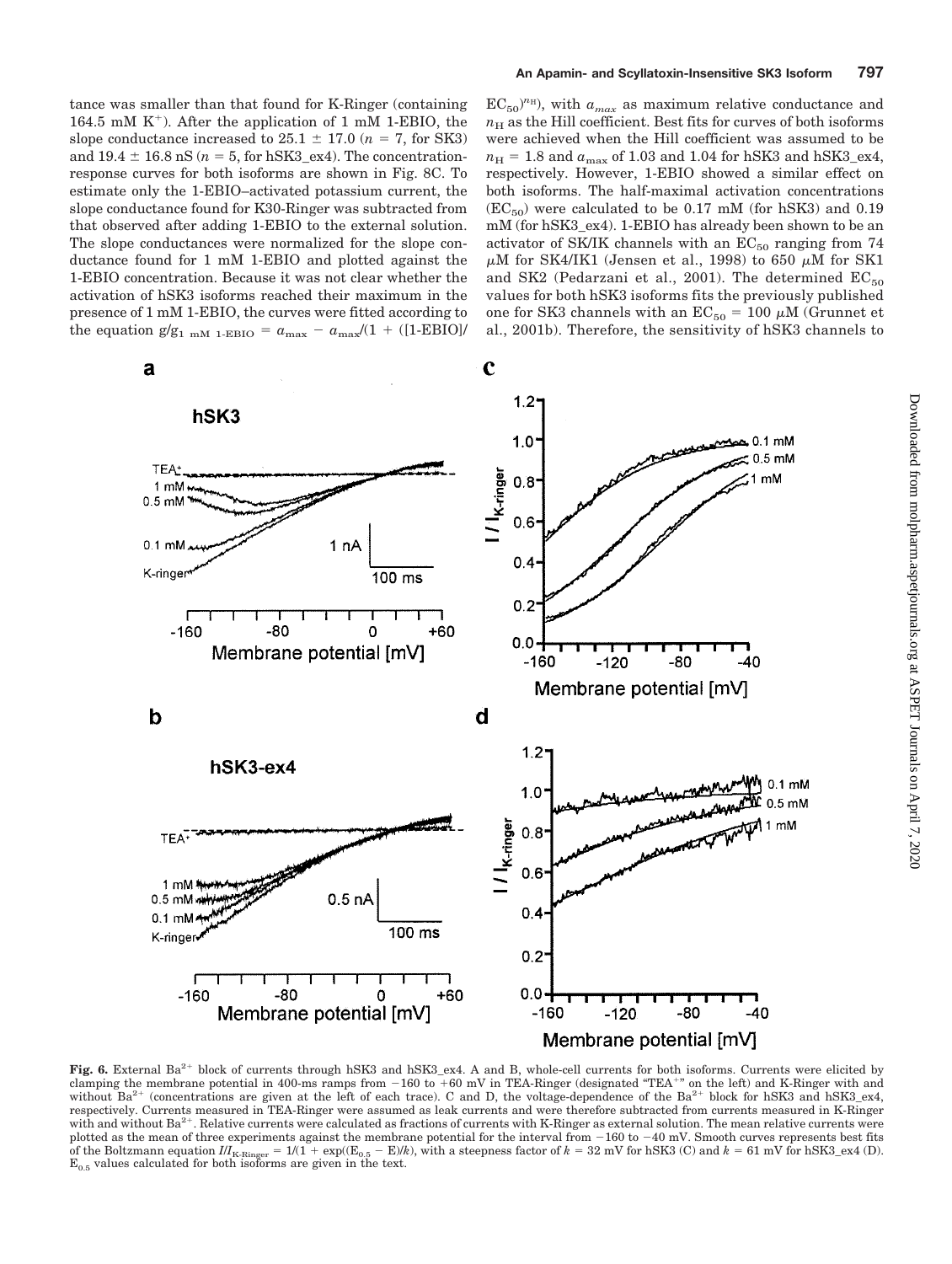tance was smaller than that found for K-Ringer (containing 164.5 mM $K^+$). After the application of 1 mM 1-EBIO, the slope conductance increased to $25.1 \pm 17.0$ ($n = 7$, for SK3) and $19.4 \pm 16.8$ nS ($n = 5$, for hSK3_ex4). The concentration-response curves for both isoforms are shown in Fig. 8C. To estimate only the 1-EBIO–activated potassium current, the slope conductance found for K30-Ringer was subtracted from that observed after adding 1-EBIO to the external solution. The slope conductances were normalized for the slope conductance found for 1 mM 1-EBIO and plotted against the 1-EBIO concentration. Because it was not clear whether the activation of hSK3 isoforms reached their maximum in the presence of 1 mM 1-EBIO, the curves were fitted according to the equation $g/g_{1\ \mathrm{mM\ 1\text{-}EBIO}} = a_{\max} - a_{\max}/(1 + ([\text{1-EBIO}]/\mathrm{EC}_{50})^{n_H})$, with $a_{max}$ as maximum relative conductance and $n_H$ as the Hill coefficient. Best fits for curves of both isoforms were achieved when the Hill coefficient was assumed to be $n_H = 1.8$ and $a_{\max}$ of 1.03 and 1.04 for hSK3 and hSK3_ex4, respectively. However, 1-EBIO showed a similar effect on both isoforms. The half-maximal activation concentrations ($\mathrm{EC}_{50}$) were calculated to be 0.17 mM (for hSK3) and 0.19 mM (for hSK3_ex4). 1-EBIO has already been shown to be an activator of SK/IK channels with an $\mathrm{EC}_{50}$ ranging from 74 $\mu$M for SK4/IK1 (Jensen et al., 1998) to 650 $\mu$M for SK1 and SK2 (Pedarzani et al., 2001). The determined $\mathrm{EC}_{50}$ values for both hSK3 isoforms fits the previously published one for SK3 channels with an $\mathrm{EC}_{50} = 100$ $\mu$M (Grunnet et al., 2001b). Therefore, the sensitivity of hSK3 channels to

**Fig. 6.** External $Ba^{2+}$ block of currents through hSK3 and hSK3_ex4. A and B, whole-cell currents for both isoforms. Currents were elicited by clamping the membrane potential in 400-ms ramps from −160 to +60 mV in TEA-Ringer (designated "$TEA^+$" on the left) and K-Ringer with and without $Ba^{2+}$ (concentrations are given at the left of each trace). C and D, the voltage-dependence of the $Ba^{2+}$ block for hSK3 and hSK3_ex4, respectively. Currents measured in TEA-Ringer were assumed as leak currents and were therefore subtracted from currents measured in K-Ringer with and without $Ba^{2+}$. Relative currents were calculated as fractions of currents with K-Ringer as external solution. The mean relative currents were plotted as the mean of three experiments against the membrane potential for the interval from −160 to −40 mV. Smooth curves represents best fits of the Boltzmann equation $I/I_{\mathrm{K\text{-}Ringer}} = 1/(1 + \exp((E_{0.5} - E)/k))$, with a steepness factor of $k = 32$ mV for hSK3 (C) and $k = 61$ mV for hSK3_ex4 (D). $E_{0.5}$ values calculated for both isoforms are given in the text.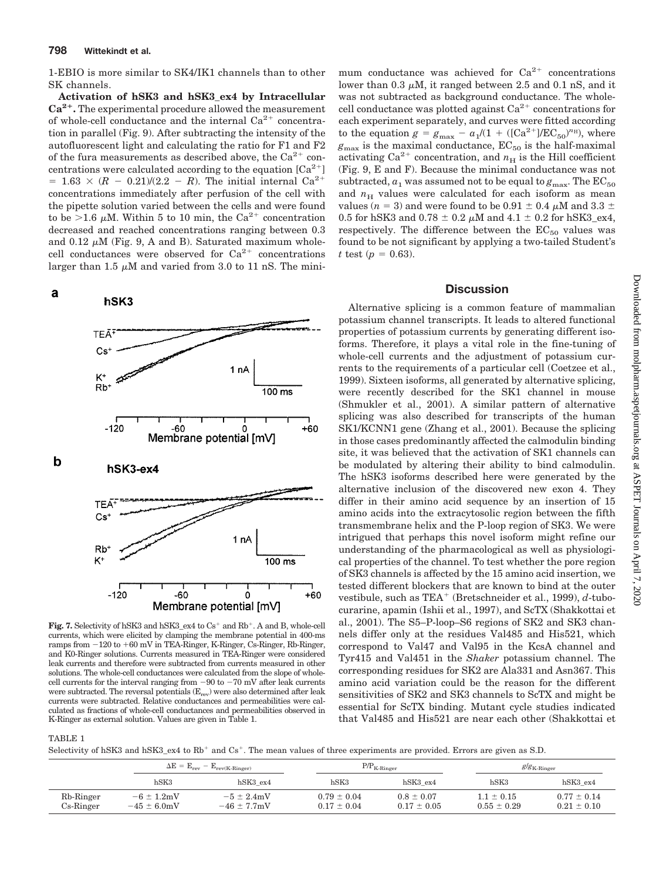1-EBIO is more similar to SK4/IK1 channels than to other SK channels.

**Activation of hSK3 and hSK3_ex4 by Intracellular $Ca^{2+}$.** The experimental procedure allowed the measurement of whole-cell conductance and the internal $Ca^{2+}$ concentration in parallel (Fig. 9). After subtracting the intensity of the autofluorescent light and calculating the ratio for F1 and F2 of the fura measurements as described above, the $Ca^{2+}$ concentrations were calculated according to the equation $[Ca^{2+}] = 1.63 \times (R - 0.21)/(2.2 - R)$. The initial internal $Ca^{2+}$ concentrations immediately after perfusion of the cell with the pipette solution varied between the cells and were found to be >1.6 μM. Within 5 to 10 min, the $Ca^{2+}$ concentration decreased and reached concentrations ranging between 0.3 and 0.12 μM (Fig. 9, A and B). Saturated maximum whole-cell conductances were observed for $Ca^{2+}$ concentrations larger than 1.5 μM and varied from 3.0 to 11 nS. The minimum conductance was achieved for $Ca^{2+}$ concentrations lower than 0.3 μM, it ranged between 2.5 and 0.1 nS, and it was not subtracted as background conductance. The whole-cell conductance was plotted against $Ca^{2+}$ concentrations for each experiment separately, and curves were fitted according to the equation $g = g_{max} - a_1/(1 + ([Ca^{2+}]/EC_{50})^{n_H})$, where $g_{max}$ is the maximal conductance, $EC_{50}$ is the half-maximal activating $Ca^{2+}$ concentration, and $n_H$ is the Hill coefficient (Fig. 9, E and F). Because the minimal conductance was not subtracted, $a_1$ was assumed not to be equal to $g_{max}$. The $EC_{50}$ and $n_H$ values were calculated for each isoform as mean values ($n = 3$) and were found to be 0.91 ± 0.4 μM and 3.3 ± 0.5 for hSK3 and 0.78 ± 0.2 μM and 4.1 ± 0.2 for hSK3_ex4, respectively. The difference between the $EC_{50}$ values was found to be not significant by applying a two-tailed Student's $t$ test ($p = 0.63$).

**Fig. 7.** Selectivity of hSK3 and hSK3_ex4 to $Cs^+$ and $Rb^+$. A and B, whole-cell currents, which were elicited by clamping the membrane potential in 400-ms ramps from −120 to +60 mV in TEA-Ringer, K-Ringer, Cs-Ringer, Rb-Ringer, and K0-Ringer solutions. Currents measured in TEA-Ringer were considered leak currents and therefore were subtracted from currents measured in other solutions. The whole-cell conductances were calculated from the slope of whole-cell currents for the interval ranging from −90 to −70 mV after leak currents were subtracted. The reversal potentials ($E_{rev}$) were also determined after leak currents were subtracted. Relative conductances and permeabilities were calculated as fractions of whole-cell conductances and permeabilities observed in K-Ringer as external solution. Values are given in Table 1.

## Discussion

Alternative splicing is a common feature of mammalian potassium channel transcripts. It leads to altered functional properties of potassium currents by generating different isoforms. Therefore, it plays a vital role in the fine-tuning of whole-cell currents and the adjustment of potassium currents to the requirements of a particular cell (Coetzee et al., 1999). Sixteen isoforms, all generated by alternative splicing, were recently described for the SK1 channel in mouse (Shmukler et al., 2001). A similar pattern of alternative splicing was also described for transcripts of the human SK1/KCNN1 gene (Zhang et al., 2001). Because the splicing in those cases predominantly affected the calmodulin binding site, it was believed that the activation of SK1 channels can be modulated by altering their ability to bind calmodulin. The hSK3 isoforms described here were generated by the alternative inclusion of the discovered new exon 4. They differ in their amino acid sequence by an insertion of 15 amino acids into the extracytosolic region between the fifth transmembrane helix and the P-loop region of SK3. We were intrigued that perhaps this novel isoform might refine our understanding of the pharmacological as well as physiological properties of the channel. To test whether the pore region of SK3 channels is affected by the 15 amino acid insertion, we tested different blockers that are known to bind at the outer vestibule, such as $TEA^+$ (Bretschneider et al., 1999), *d*-tubocurarine, apamin (Ishii et al., 1997), and ScTX (Shakkottai et al., 2001). The S5–P-loop–S6 regions of SK2 and SK3 channels differ only at the residues Val485 and His521, which correspond to Val47 and Val95 in the KcsA channel and Tyr415 and Val451 in the *Shaker* potassium channel. The corresponding residues for SK2 are Ala331 and Asn367. This amino acid variation could be the reason for the different sensitivities of SK2 and SK3 channels to ScTX and might be essential for ScTX binding. Mutant cycle studies indicated that Val485 and His521 are near each other (Shakkottai et

TABLE 1

Selectivity of hSK3 and hSK3_ex4 to $Rb^+$ and $Cs^+$. The mean values of three experiments are provided. Errors are given as S.D.

| | $\Delta E = E_{rev} - E_{rev(K\text{-}Ringer)}$ | | $P/P_{K\text{-}Ringer}$ | | $g/g_{K\text{-}Ringer}$ | |
|---|---|---|---|---|---|---|
| | hSK3 | hSK3_ex4 | hSK3 | hSK3_ex4 | hSK3 | hSK3_ex4 |
| Rb-Ringer | −6 ± 1.2mV | −5 ± 2.4mV | 0.79 ± 0.04 | 0.8 ± 0.07 | 1.1 ± 0.15 | 0.77 ± 0.14 |
| Cs-Ringer | −45 ± 6.0mV | −46 ± 7.7mV | 0.17 ± 0.04 | 0.17 ± 0.05 | 0.55 ± 0.29 | 0.21 ± 0.10 |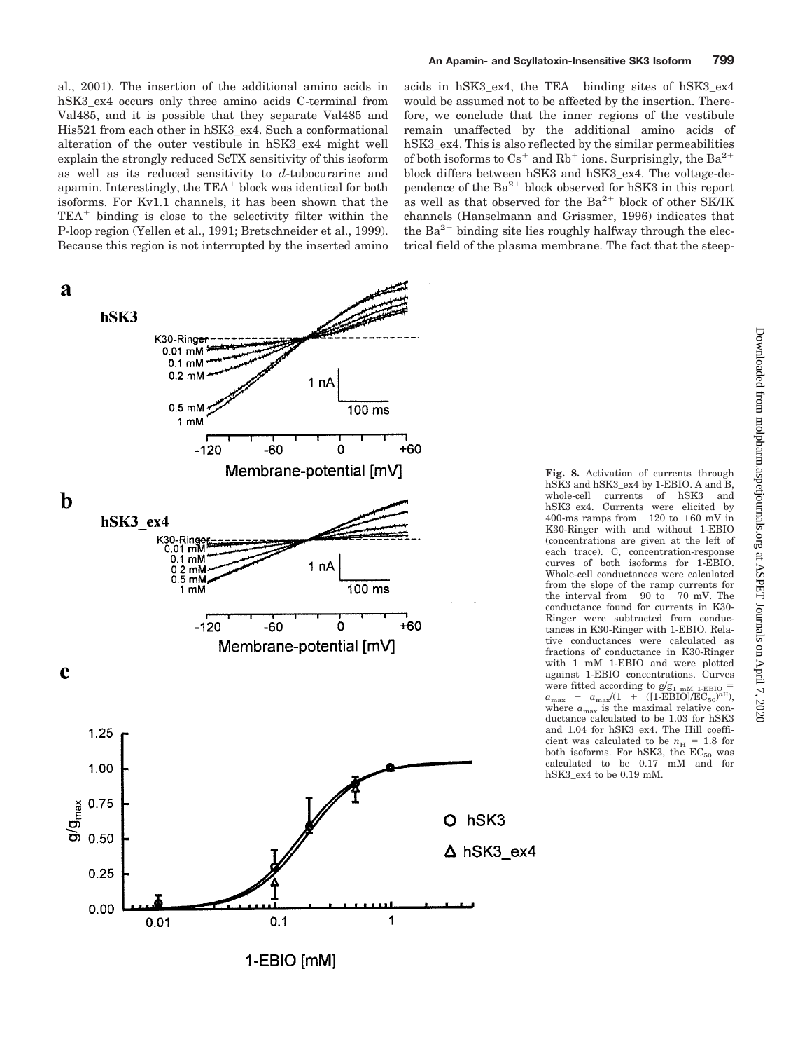al., 2001). The insertion of the additional amino acids in hSK3_ex4 occurs only three amino acids C-terminal from Val485, and it is possible that they separate Val485 and His521 from each other in hSK3_ex4. Such a conformational alteration of the outer vestibule in hSK3_ex4 might well explain the strongly reduced ScTX sensitivity of this isoform as well as its reduced sensitivity to *d*-tubocurarine and apamin. Interestingly, the $TEA^+$ block was identical for both isoforms. For Kv1.1 channels, it has been shown that the $TEA^+$ binding is close to the selectivity filter within the P-loop region (Yellen et al., 1991; Bretschneider et al., 1999). Because this region is not interrupted by the inserted amino acids in hSK3_ex4, the $TEA^+$ binding sites of hSK3_ex4 would be assumed not to be affected by the insertion. Therefore, we conclude that the inner regions of the vestibule remain unaffected by the additional amino acids of hSK3_ex4. This is also reflected by the similar permeabilities of both isoforms to $Cs^+$ and $Rb^+$ ions. Surprisingly, the $Ba^{2+}$ block differs between hSK3 and hSK3_ex4. The voltage-dependence of the $Ba^{2+}$ block observed for hSK3 in this report as well as that observed for the $Ba^{2+}$ block of other SK/IK channels (Hanselmann and Grissmer, 1996) indicates that the $Ba^{2+}$ binding site lies roughly halfway through the electrical field of the plasma membrane. The fact that the steep-

**Fig. 8.** Activation of currents through hSK3 and hSK3_ex4 by 1-EBIO. A and B, whole-cell currents of hSK3 and hSK3_ex4. Currents were elicited by 400-ms ramps from −120 to +60 mV in K30-Ringer with and without 1-EBIO (concentrations are given at the left of each trace). C, concentration-response curves of both isoforms for 1-EBIO. Whole-cell conductances were calculated from the slope of the ramp currents for the interval from −90 to −70 mV. The conductance found for currents in K30-Ringer were subtracted from conductances in K30-Ringer with 1-EBIO. Relative conductances were calculated as fractions of conductance in K30-Ringer with 1 mM 1-EBIO and were plotted against 1-EBIO concentrations. Curves were fitted according to $g/g_{1\ \mathrm{mM}\ 1\text{-EBIO}} = a_{max} - a_{max}/(1 + ([1\text{-EBIO}]/EC_{50})^{n_H})$, where $a_{max}$ is the maximal relative conductance calculated to be 1.03 for hSK3 and 1.04 for hSK3_ex4. The Hill coefficient was calculated to be $n_H = 1.8$ for both isoforms. For hSK3, the $EC_{50}$ was calculated to be 0.17 mM and for hSK3_ex4 to be 0.19 mM.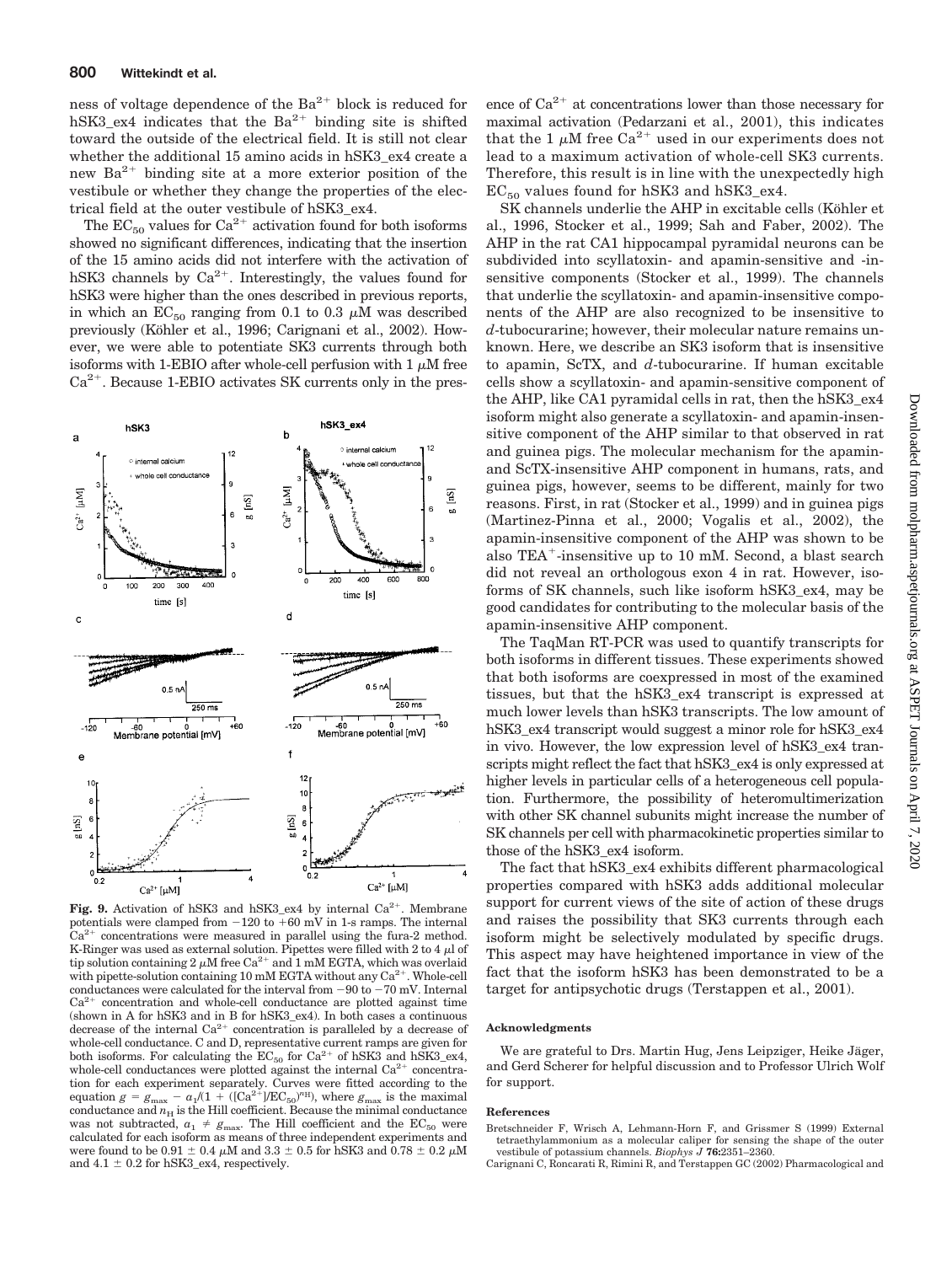ness of voltage dependence of the $Ba^{2+}$ block is reduced for hSK3_ex4 indicates that the $Ba^{2+}$ binding site is shifted toward the outside of the electrical field. It is still not clear whether the additional 15 amino acids in hSK3_ex4 create a new $Ba^{2+}$ binding site at a more exterior position of the vestibule or whether they change the properties of the electrical field at the outer vestibule of hSK3_ex4.

The $EC_{50}$ values for $Ca^{2+}$ activation found for both isoforms showed no significant differences, indicating that the insertion of the 15 amino acids did not interfere with the activation of hSK3 channels by $Ca^{2+}$. Interestingly, the values found for hSK3 were higher than the ones described in previous reports, in which an $EC_{50}$ ranging from 0.1 to 0.3 μM was described previously (Köhler et al., 1996; Carignani et al., 2002). However, we were able to potentiate SK3 currents through both isoforms with 1-EBIO after whole-cell perfusion with 1 μM free $Ca^{2+}$. Because 1-EBIO activates SK currents only in the presence of $Ca^{2+}$ at concentrations lower than those necessary for maximal activation (Pedarzani et al., 2001), this indicates that the 1 μM free $Ca^{2+}$ used in our experiments does not lead to a maximum activation of whole-cell SK3 currents. Therefore, this result is in line with the unexpectedly high $EC_{50}$ values found for hSK3 and hSK3_ex4.

**Fig. 9.** Activation of hSK3 and hSK3_ex4 by internal $Ca^{2+}$. Membrane potentials were clamped from −120 to +60 mV in 1-s ramps. The internal $Ca^{2+}$ concentrations were measured in parallel using the fura-2 method. K-Ringer was used as external solution. Pipettes were filled with 2 to 4 μl of tip solution containing 2 μM free $Ca^{2+}$ and 1 mM EGTA, which was overlaid with pipette-solution containing 10 mM EGTA without any $Ca^{2+}$. Whole-cell conductances were calculated for the interval from −90 to −70 mV. Internal $Ca^{2+}$ concentration and whole-cell conductance are plotted against time (shown in A for hSK3 and in B for hSK3_ex4). In both cases a continuous decrease of the internal $Ca^{2+}$ concentration is paralleled by a decrease of whole-cell conductance. C and D, representative current ramps are given for both isoforms. For calculating the $EC_{50}$ for $Ca^{2+}$ of hSK3 and hSK3_ex4, whole-cell conductances were plotted against the internal $Ca^{2+}$ concentration for each experiment separately. Curves were fitted according to the equation $g = g_{max} - a_1/(1 + ([Ca^{2+}]/EC_{50})^{n_H})$, where $g_{max}$ is the maximal conductance and $n_H$ is the Hill coefficient. Because the minimal conductance was not subtracted, $a_1 \neq g_{max}$. The Hill coefficient and the $EC_{50}$ were calculated for each isoform as means of three independent experiments and were found to be 0.91 ± 0.4 μM and 3.3 ± 0.5 for hSK3 and 0.78 ± 0.2 μM and 4.1 ± 0.2 for hSK3_ex4, respectively.

SK channels underlie the AHP in excitable cells (Köhler et al., 1996, Stocker et al., 1999; Sah and Faber, 2002). The AHP in the rat CA1 hippocampal pyramidal neurons can be subdivided into scyllatoxin- and apamin-sensitive and -insensitive components (Stocker et al., 1999). The channels that underlie the scyllatoxin- and apamin-insensitive components of the AHP are also recognized to be insensitive to *d*-tubocurarine; however, their molecular nature remains unknown. Here, we describe an SK3 isoform that is insensitive to apamin, ScTX, and *d*-tubocurarine. If human excitable cells show a scyllatoxin- and apamin-sensitive component of the AHP, like CA1 pyramidal cells in rat, then the hSK3_ex4 isoform might also generate a scyllatoxin- and apamin-insensitive component of the AHP similar to that observed in rat and guinea pigs. The molecular mechanism for the apamin- and ScTX-insensitive AHP component in humans, rats, and guinea pigs, however, seems to be different, mainly for two reasons. First, in rat (Stocker et al., 1999) and in guinea pigs (Martinez-Pinna et al., 2000; Vogalis et al., 2002), the apamin-insensitive component of the AHP was shown to be also $TEA^+$-insensitive up to 10 mM. Second, a blast search did not reveal an orthologous exon 4 in rat. However, isoforms of SK channels, such like isoform hSK3_ex4, may be good candidates for contributing to the molecular basis of the apamin-insensitive AHP component.

The TaqMan RT-PCR was used to quantify transcripts for both isoforms in different tissues. These experiments showed that both isoforms are coexpressed in most of the examined tissues, but that the hSK3_ex4 transcript is expressed at much lower levels than hSK3 transcripts. The low amount of hSK3_ex4 transcript would suggest a minor role for hSK3_ex4 in vivo. However, the low expression level of hSK3_ex4 transcripts might reflect the fact that hSK3_ex4 is only expressed at higher levels in particular cells of a heterogeneous cell population. Furthermore, the possibility of heteromultimerization with other SK channel subunits might increase the number of SK channels per cell with pharmacokinetic properties similar to those of the hSK3_ex4 isoform.

The fact that hSK3_ex4 exhibits different pharmacological properties compared with hSK3 adds additional molecular support for current views of the site of action of these drugs and raises the possibility that SK3 currents through each isoform might be selectively modulated by specific drugs. This aspect may have heightened importance in view of the fact that the isoform hSK3 has been demonstrated to be a target for antipsychotic drugs (Terstappen et al., 2001).

#### Acknowledgments

We are grateful to Drs. Martin Hug, Jens Leipziger, Heike Jäger, and Gerd Scherer for helpful discussion and to Professor Ulrich Wolf for support.

#### References

Bretschneider F, Wrisch A, Lehmann-Horn F, and Grissmer S (1999) External tetraethylammonium as a molecular caliper for sensing the shape of the outer vestibule of potassium channels. *Biophys J* **76:**2351–2360.

Carignani C, Roncarati R, Rimini R, and Terstappen GC (2002) Pharmacological and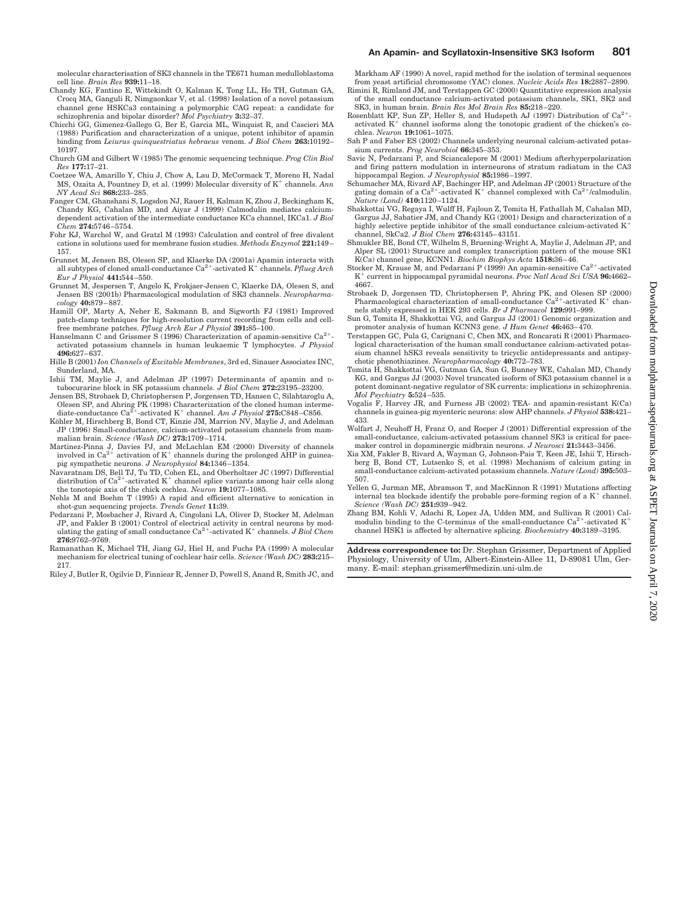molecular characterisation of SK3 channels in the TE671 human medulloblastoma cell line. *Brain Res* **939:**11–18.

Chandy KG, Fantino E, Wittekindt O, Kalman K, Tong LL, Ho TH, Gutman GA, Crocq MA, Ganguli R, Nimgaonkar V, et al. (1998) Isolation of a novel potassium channel gene HSKCa3 containing a polymorphic CAG repeat: a candidate for schizophrenia and bipolar disorder? *Mol Psychiatry* **3:**32–37.

Chicchi GG, Gimenez-Gallego G, Ber E, Garcia ML, Winquist R, and Cascieri MA (1988) Purification and characterization of a unique, potent inhibitor of apamin binding from *Leiurus quinquestriatus hebraeus* venom. *J Biol Chem* **263:**10192–10197.

Church GM and Gilbert W (1985) The genomic sequencing technique. *Prog Clin Biol Res* **177:**17–21.

Coetzee WA, Amarillo Y, Chiu J, Chow A, Lau D, McCormack T, Moreno H, Nadal MS, Ozaita A, Pountney D, et al. (1999) Molecular diversity of $K^+$ channels. *Ann NY Acad Sci* **868:**233–285.

Fanger CM, Ghanshani S, Logsdon NJ, Rauer H, Kalman K, Zhou J, Beckingham K, Chandy KG, Cahalan MD, and Aiyar J (1999) Calmodulin mediates calcium-dependent activation of the intermediate conductance KCa channel, IKCa1. *J Biol Chem* **274:**5746–5754.

Fohr KJ, Warchol W, and Gratzl M (1993) Calculation and control of free divalent cations in solutions used for membrane fusion studies. *Methods Enzymol* **221:**149–157.

Grunnet M, Jensen BS, Olesen SP, and Klaerke DA (2001a) Apamin interacts with all subtypes of cloned small-conductance $Ca^{2+}$-activated $K^+$ channels. *Pflueg Arch Eur J Physiol* **441:**544–550.

Grunnet M, Jespersen T, Angelo K, Frokjaer-Jensen C, Klaerke DA, Olesen S, and Jensen BS (2001b) Pharmacological modulation of SK3 channels. *Neuropharmacology* **40:**879–887.

Hamill OP, Marty A, Neher E, Sakmann B, and Sigworth FJ (1981) Improved patch-clamp techniques for high-resolution current recording from cells and cell-free membrane patches. *Pflueg Arch Eur J Physiol* **391:**85–100.

Hanselmann C and Grissmer S (1996) Characterization of apamin-sensitive $Ca^{2+}$-activated potassium channels in human leukaemic T lymphocytes. *J Physiol* **496:**627–637.

Hille B (2001) *Ion Channels of Excitable Membranes*, 3rd ed, Sinauer Associates INC, Sunderland, MA.

Ishii TM, Maylie J, and Adelman JP (1997) Determinants of apamin and D-tubocurarine block in SK potassium channels. *J Biol Chem* **272:**23195–23200.

Jensen BS, Strobaek D, Christophersen P, Jorgensen TD, Hansen C, Silahtaroglu A, Olesen SP, and Ahring PK (1998) Characterization of the cloned human intermediate-conductance $Ca^{2+}$-activated $K^+$ channel. *Am J Physiol* **275:**C848–C856.

Köhler M, Hirschberg B, Bond CT, Kinzie JM, Marrion NV, Maylie J, and Adelman JP (1996) Small-conductance, calcium-activated potassium channels from mammalian brain. *Science (Wash DC)* **273:**1709–1714.

Martinez-Pinna J, Davies PJ, and McLachlan EM (2000) Diversity of channels involved in $Ca^{2+}$ activation of $K^+$ channels during the prolonged AHP in guinea-pig sympathetic neurons. *J Neurophysiol* **84:**1346–1354.

Navaratnam DS, Bell TJ, Tu TD, Cohen EL, and Oberholtzer JC (1997) Differential distribution of $Ca^{2+}$-activated $K^+$ channel splice variants among hair cells along the tonotopic axis of the chick cochlea. *Neuron* **19:**1077–1085.

Nehls M and Boehm T (1995) A rapid and efficient alternative to sonication in shot-gun sequencing projects. *Trends Genet* **11:**39.

Pedarzani P, Mosbacher J, Rivard A, Cingolani LA, Oliver D, Stocker M, Adelman JP, and Fakler B (2001) Control of electrical activity in central neurons by modulating the gating of small conductance $Ca^{2+}$-activated $K^+$ channels. *J Biol Chem* **276:**9762–9769.

Ramanathan K, Michael TH, Jiang GJ, Hiel H, and Fuchs PA (1999) A molecular mechanism for electrical tuning of cochlear hair cells. *Science (Wash DC)* **283:**215–217.

Riley J, Butler R, Ogilvie D, Finniear R, Jenner D, Powell S, Anand R, Smith JC, and Markham AF (1990) A novel, rapid method for the isolation of terminal sequences from yeast artificial chromosome (YAC) clones. *Nucleic Acids Res* **18:**2887–2890.

Rimini R, Rimland JM, and Terstappen GC (2000) Quantitative expression analysis of the small conductance calcium-activated potassium channels, SK1, SK2 and SK3, in human brain. *Brain Res Mol Brain Res* **85:**218–220.

Rosenblatt KP, Sun ZP, Heller S, and Hudspeth AJ (1997) Distribution of $Ca^{2+}$-activated $K^+$ channel isoforms along the tonotopic gradient of the chicken's cochlea. *Neuron* **19:**1061–1075.

Sah P and Faber ES (2002) Channels underlying neuronal calcium-activated potassium currents. *Prog Neurobiol* **66:**345–353.

Savic N, Pedarzani P, and Sciancalepore M (2001) Medium afterhyperpolarization and firing pattern modulation in interneurons of stratum radiatum in the CA3 hippocampal Region. *J Neurophysiol* **85:**1986–1997.

Schumacher MA, Rivard AF, Bachinger HP, and Adelman JP (2001) Structure of the gating domain of a $Ca^{2+}$-activated $K^+$ channel complexed with $Ca^{2+}$/calmodulin. *Nature (Lond)* **410:**1120–1124.

Shakkottai VG, Regaya I, Wulff H, Fajloun Z, Tomita H, Fathallah M, Cahalan MD, Gargus JJ, Sabatier JM, and Chandy KG (2001) Design and characterization of a highly selective peptide inhibitor of the small conductance calcium-activated $K^+$ channel, SkCa2. *J Biol Chem* **276:**43145–43151.

Shmukler BE, Bond CT, Wilhelm S, Bruening-Wright A, Maylie J, Adelman JP, and Alper SL (2001) Structure and complex transcription pattern of the mouse SK1 K(Ca) channel gene, KCNN1. *Biochim Biophys Acta* **1518:**36–46.

Stocker M, Krause M, and Pedarzani P (1999) An apamin-sensitive $Ca^{2+}$-activated $K^+$ current in hippocampal pyramidal neurons. *Proc Natl Acad Sci USA* **96:**4662–4667.

Strobaek D, Jorgensen TD, Christophersen P, Ahring PK, and Olesen SP (2000) Pharmacological characterization of small-conductance $Ca^{2+}$-activated $K^+$ channels stably expressed in HEK 293 cells. *Br J Pharmacol* **129:**991–999.

Sun G, Tomita H, Shakkottai VG, and Gargus JJ (2001) Genomic organization and promoter analysis of human KCNN3 gene. *J Hum Genet* **46:**463–470.

Terstappen GC, Pula G, Carignani C, Chen MX, and Roncarati R (2001) Pharmacological characterisation of the human small conductance calcium-activated potassium channel hSK3 reveals sensitivity to tricyclic antidepressants and antipsychotic phenothiazines. *Neuropharmacology* **40:**772–783.

Tomita H, Shakkottai VG, Gutman GA, Sun G, Bunney WE, Cahalan MD, Chandy KG, and Gargus JJ (2003) Novel truncated isoform of SK3 potassium channel is a potent dominant-negative regulator of SK currents: implications in schizophrenia. *Mol Psychiatry* **5:**524–535.

Vogalis F, Harvey JR, and Furness JB (2002) TEA- and apamin-resistant K(Ca) channels in guinea-pig myenteric neurons: slow AHP channels. *J Physiol* **538:**421–433.

Wolfart J, Neuhoff H, Franz O, and Roeper J (2001) Differential expression of the small-conductance, calcium-activated potassium channel SK3 is critical for pacemaker control in dopaminergic midbrain neurons. *J Neurosci* **21:**3443–3456.

Xia XM, Fakler B, Rivard A, Wayman G, Johnson-Pais T, Keen JE, Ishii T, Hirschberg B, Bond CT, Lutsenko S, et al. (1998) Mechanism of calcium gating in small-conductance calcium-activated potassium channels. *Nature (Lond)* **395:**503–507.

Yellen G, Jurman ME, Abramson T, and MacKinnon R (1991) Mutations affecting internal tea blockade identify the probable pore-forming region of a $K^+$ channel. *Science (Wash DC)* **251:**939–942.

Zhang BM, Kohli V, Adachi R, Lopez JA, Udden MM, and Sullivan R (2001) Calmodulin binding to the C-terminus of the small-conductance $Ca^{2+}$-activated $K^+$ channel HSK1 is affected by alternative splicing. *Biochemistry* **40:**3189–3195.

**Address correspondence to:** Dr. Stephan Grissmer, Department of Applied Physiology, University of Ulm, Albert-Einstein-Allee 11, D-89081 Ulm, Germany. E-mail: stephan.grissmer@medizin.uni-ulm.de